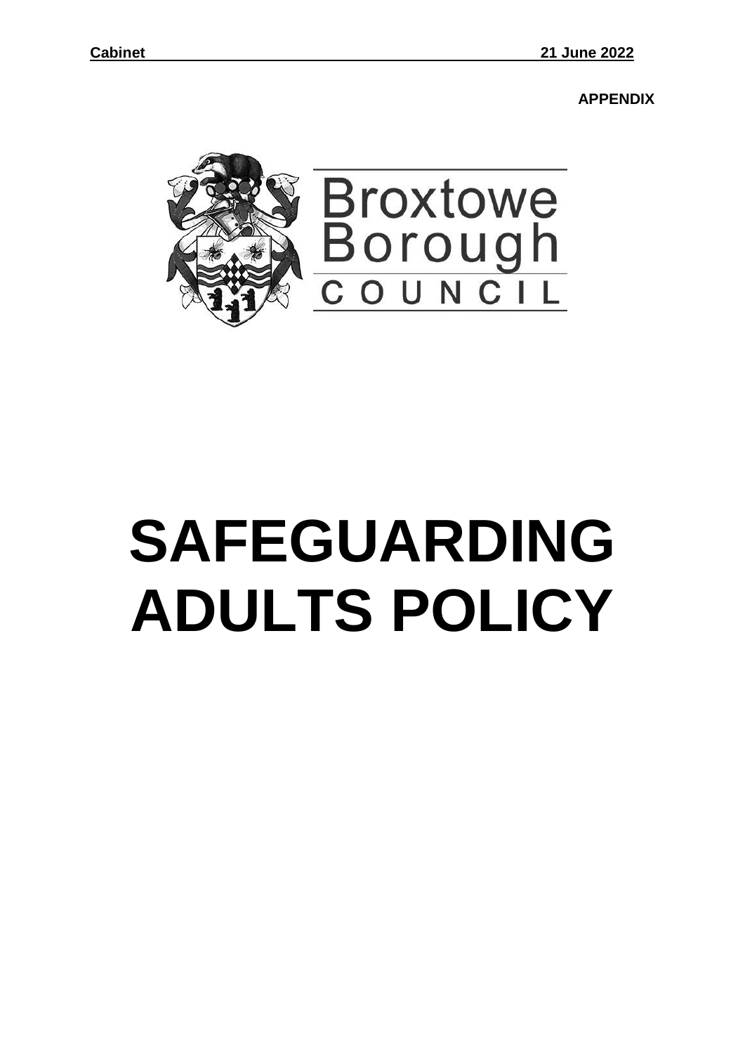**Cabinet** **21 June 2022**

**APPENDIX**

Broxtowe Borough COUNCIL

# SAFEGUARDING ADULTS POLICY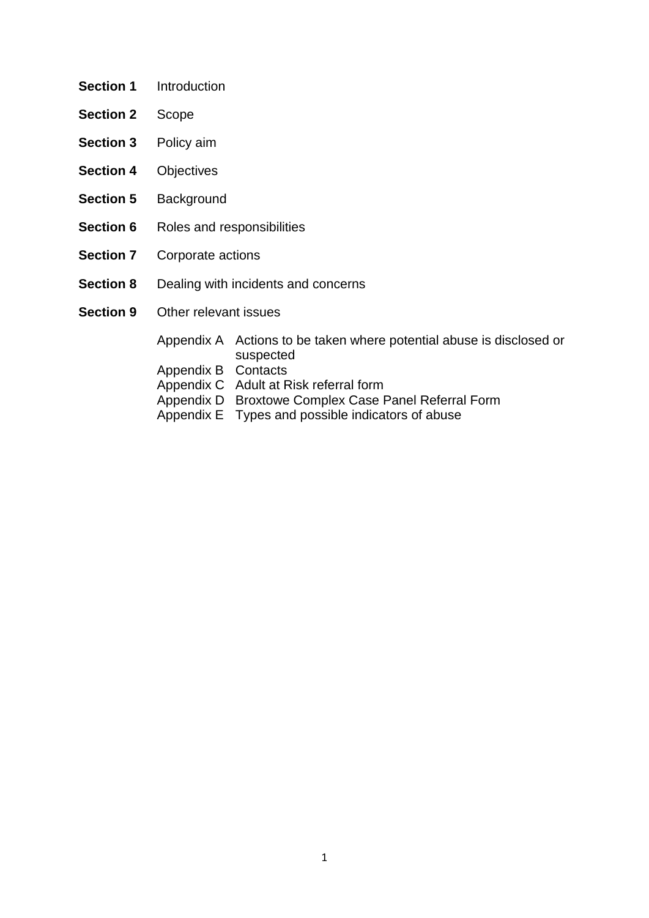**Section 1** Introduction

**Section 2** Scope

**Section 3** Policy aim

**Section 4** Objectives

**Section 5** Background

**Section 6** Roles and responsibilities

**Section 7** Corporate actions

**Section 8** Dealing with incidents and concerns

**Section 9** Other relevant issues

Appendix A Actions to be taken where potential abuse is disclosed or suspected
Appendix B Contacts
Appendix C Adult at Risk referral form
Appendix D Broxtowe Complex Case Panel Referral Form
Appendix E Types and possible indicators of abuse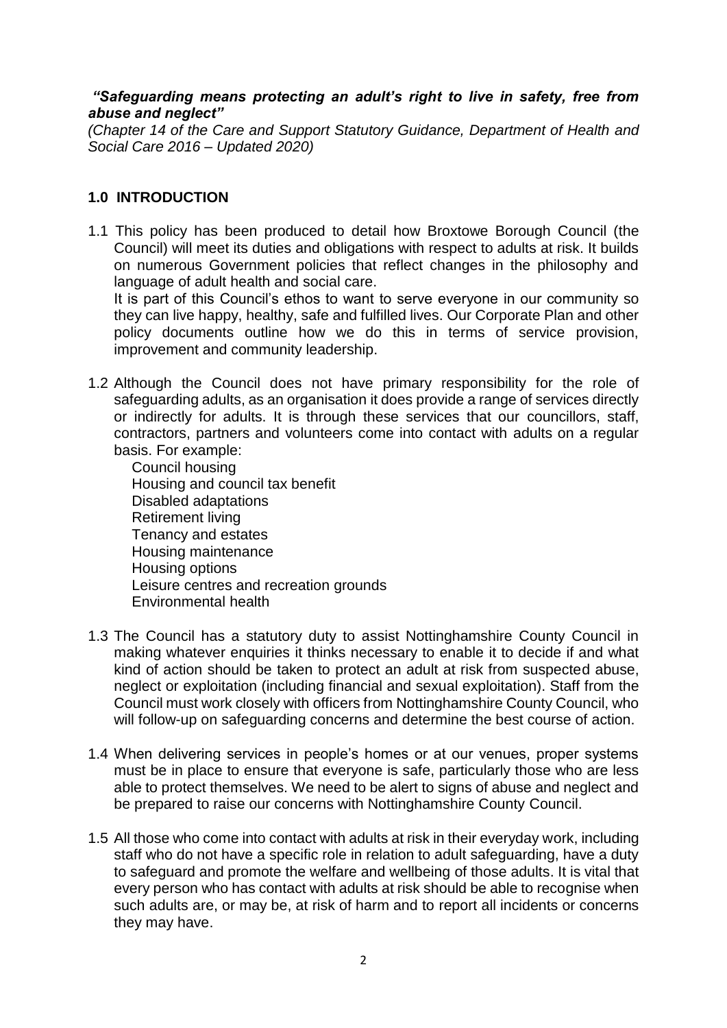***"Safeguarding means protecting an adult's right to live in safety, free from abuse and neglect"***

*(Chapter 14 of the Care and Support Statutory Guidance, Department of Health and Social Care 2016 – Updated 2020)*

## 1.0 INTRODUCTION

1.1 This policy has been produced to detail how Broxtowe Borough Council (the Council) will meet its duties and obligations with respect to adults at risk. It builds on numerous Government policies that reflect changes in the philosophy and language of adult health and social care.

It is part of this Council's ethos to want to serve everyone in our community so they can live happy, healthy, safe and fulfilled lives. Our Corporate Plan and other policy documents outline how we do this in terms of service provision, improvement and community leadership.

1.2 Although the Council does not have primary responsibility for the role of safeguarding adults, as an organisation it does provide a range of services directly or indirectly for adults. It is through these services that our councillors, staff, contractors, partners and volunteers come into contact with adults on a regular basis. For example:

- Council housing
- Housing and council tax benefit
- Disabled adaptations
- Retirement living
- Tenancy and estates
- Housing maintenance
- Housing options
- Leisure centres and recreation grounds
- Environmental health

1.3 The Council has a statutory duty to assist Nottinghamshire County Council in making whatever enquiries it thinks necessary to enable it to decide if and what kind of action should be taken to protect an adult at risk from suspected abuse, neglect or exploitation (including financial and sexual exploitation). Staff from the Council must work closely with officers from Nottinghamshire County Council, who will follow-up on safeguarding concerns and determine the best course of action.

1.4 When delivering services in people's homes or at our venues, proper systems must be in place to ensure that everyone is safe, particularly those who are less able to protect themselves. We need to be alert to signs of abuse and neglect and be prepared to raise our concerns with Nottinghamshire County Council.

1.5 All those who come into contact with adults at risk in their everyday work, including staff who do not have a specific role in relation to adult safeguarding, have a duty to safeguard and promote the welfare and wellbeing of those adults. It is vital that every person who has contact with adults at risk should be able to recognise when such adults are, or may be, at risk of harm and to report all incidents or concerns they may have.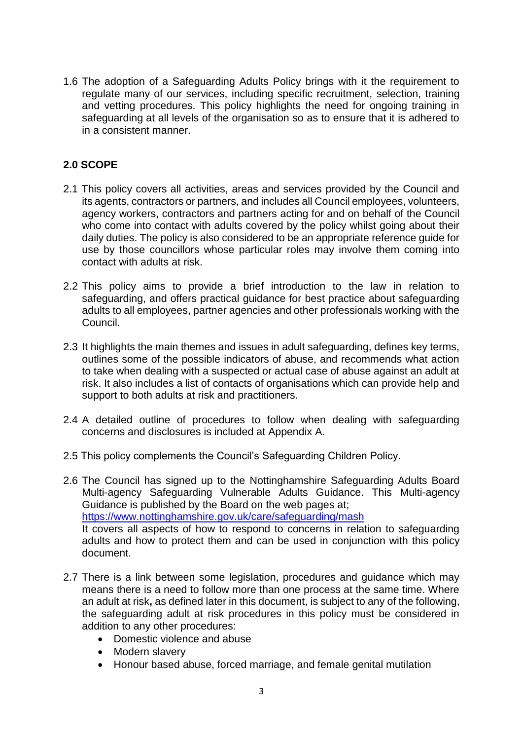1.6 The adoption of a Safeguarding Adults Policy brings with it the requirement to regulate many of our services, including specific recruitment, selection, training and vetting procedures. This policy highlights the need for ongoing training in safeguarding at all levels of the organisation so as to ensure that it is adhered to in a consistent manner.

## 2.0 SCOPE

2.1 This policy covers all activities, areas and services provided by the Council and its agents, contractors or partners, and includes all Council employees, volunteers, agency workers, contractors and partners acting for and on behalf of the Council who come into contact with adults covered by the policy whilst going about their daily duties. The policy is also considered to be an appropriate reference guide for use by those councillors whose particular roles may involve them coming into contact with adults at risk.

2.2 This policy aims to provide a brief introduction to the law in relation to safeguarding, and offers practical guidance for best practice about safeguarding adults to all employees, partner agencies and other professionals working with the Council.

2.3 It highlights the main themes and issues in adult safeguarding, defines key terms, outlines some of the possible indicators of abuse, and recommends what action to take when dealing with a suspected or actual case of abuse against an adult at risk. It also includes a list of contacts of organisations which can provide help and support to both adults at risk and practitioners.

2.4 A detailed outline of procedures to follow when dealing with safeguarding concerns and disclosures is included at Appendix A.

2.5 This policy complements the Council's Safeguarding Children Policy.

2.6 The Council has signed up to the Nottinghamshire Safeguarding Adults Board Multi-agency Safeguarding Vulnerable Adults Guidance. This Multi-agency Guidance is published by the Board on the web pages at; https://www.nottinghamshire.gov.uk/care/safeguarding/mash
It covers all aspects of how to respond to concerns in relation to safeguarding adults and how to protect them and can be used in conjunction with this policy document.

2.7 There is a link between some legislation, procedures and guidance which may means there is a need to follow more than one process at the same time. Where an adult at risk**,** as defined later in this document, is subject to any of the following, the safeguarding adult at risk procedures in this policy must be considered in addition to any other procedures:

- Domestic violence and abuse
- Modern slavery
- Honour based abuse, forced marriage, and female genital mutilation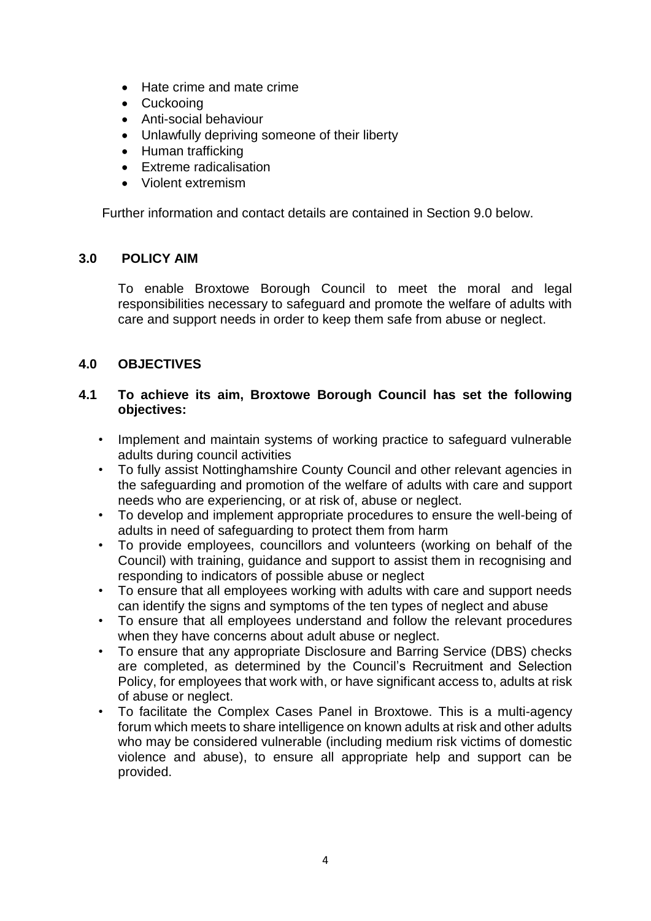- Hate crime and mate crime
- Cuckooing
- Anti-social behaviour
- Unlawfully depriving someone of their liberty
- Human trafficking
- Extreme radicalisation
- Violent extremism

Further information and contact details are contained in Section 9.0 below.

## 3.0 POLICY AIM

To enable Broxtowe Borough Council to meet the moral and legal responsibilities necessary to safeguard and promote the welfare of adults with care and support needs in order to keep them safe from abuse or neglect.

## 4.0 OBJECTIVES

### 4.1 To achieve its aim, Broxtowe Borough Council has set the following objectives:

- Implement and maintain systems of working practice to safeguard vulnerable adults during council activities
- To fully assist Nottinghamshire County Council and other relevant agencies in the safeguarding and promotion of the welfare of adults with care and support needs who are experiencing, or at risk of, abuse or neglect.
- To develop and implement appropriate procedures to ensure the well-being of adults in need of safeguarding to protect them from harm
- To provide employees, councillors and volunteers (working on behalf of the Council) with training, guidance and support to assist them in recognising and responding to indicators of possible abuse or neglect
- To ensure that all employees working with adults with care and support needs can identify the signs and symptoms of the ten types of neglect and abuse
- To ensure that all employees understand and follow the relevant procedures when they have concerns about adult abuse or neglect.
- To ensure that any appropriate Disclosure and Barring Service (DBS) checks are completed, as determined by the Council's Recruitment and Selection Policy, for employees that work with, or have significant access to, adults at risk of abuse or neglect.
- To facilitate the Complex Cases Panel in Broxtowe. This is a multi-agency forum which meets to share intelligence on known adults at risk and other adults who may be considered vulnerable (including medium risk victims of domestic violence and abuse), to ensure all appropriate help and support can be provided.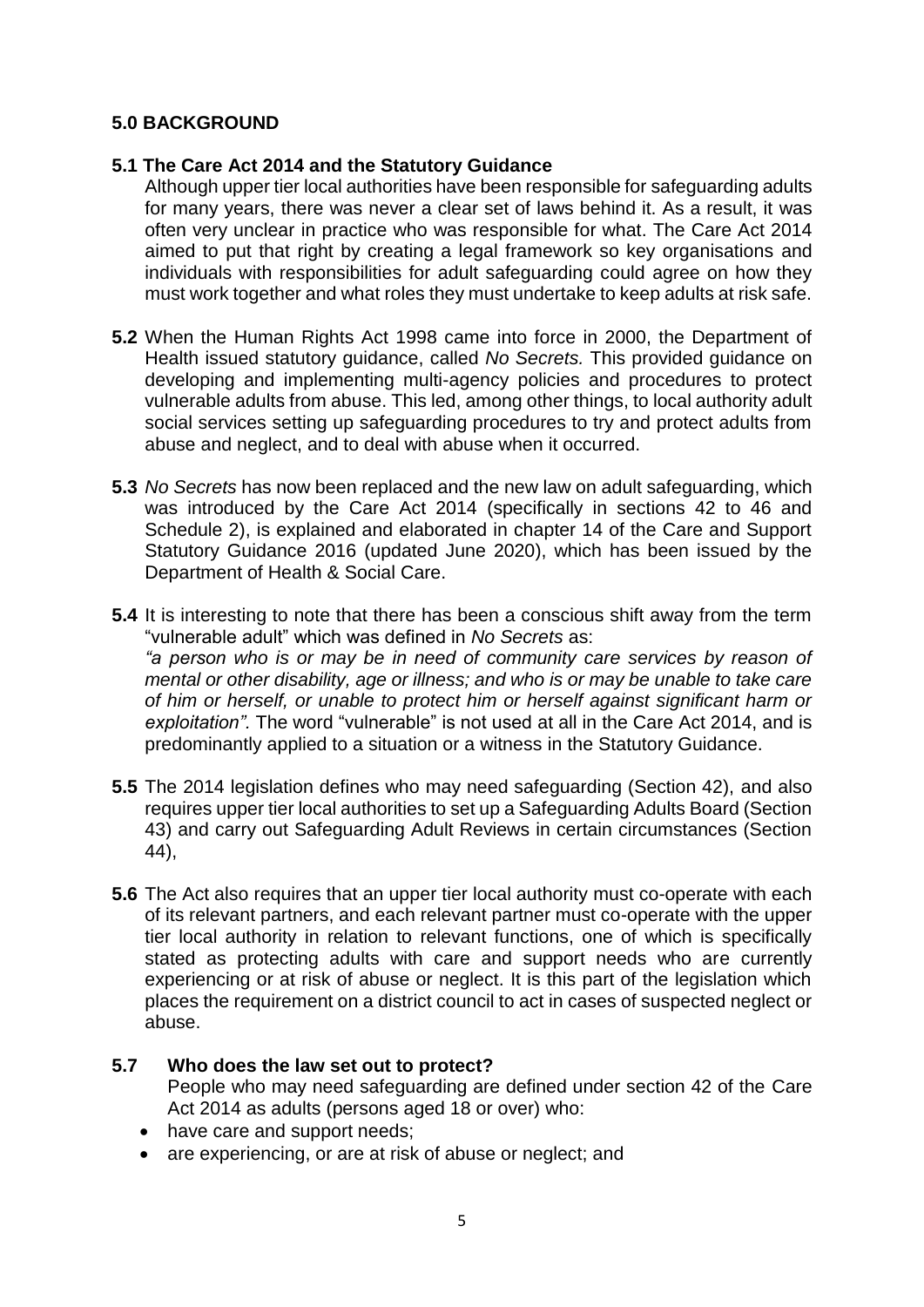## 5.0 BACKGROUND

### 5.1 The Care Act 2014 and the Statutory Guidance

Although upper tier local authorities have been responsible for safeguarding adults for many years, there was never a clear set of laws behind it. As a result, it was often very unclear in practice who was responsible for what. The Care Act 2014 aimed to put that right by creating a legal framework so key organisations and individuals with responsibilities for adult safeguarding could agree on how they must work together and what roles they must undertake to keep adults at risk safe.

**5.2** When the Human Rights Act 1998 came into force in 2000, the Department of Health issued statutory guidance, called *No Secrets.* This provided guidance on developing and implementing multi-agency policies and procedures to protect vulnerable adults from abuse. This led, among other things, to local authority adult social services setting up safeguarding procedures to try and protect adults from abuse and neglect, and to deal with abuse when it occurred.

**5.3** *No Secrets* has now been replaced and the new law on adult safeguarding, which was introduced by the Care Act 2014 (specifically in sections 42 to 46 and Schedule 2), is explained and elaborated in chapter 14 of the Care and Support Statutory Guidance 2016 (updated June 2020), which has been issued by the Department of Health & Social Care.

**5.4** It is interesting to note that there has been a conscious shift away from the term "vulnerable adult" which was defined in *No Secrets* as:
*"a person who is or may be in need of community care services by reason of mental or other disability, age or illness; and who is or may be unable to take care of him or herself, or unable to protect him or herself against significant harm or exploitation".* The word "vulnerable" is not used at all in the Care Act 2014, and is predominantly applied to a situation or a witness in the Statutory Guidance.

**5.5** The 2014 legislation defines who may need safeguarding (Section 42), and also requires upper tier local authorities to set up a Safeguarding Adults Board (Section 43) and carry out Safeguarding Adult Reviews in certain circumstances (Section 44),

**5.6** The Act also requires that an upper tier local authority must co-operate with each of its relevant partners, and each relevant partner must co-operate with the upper tier local authority in relation to relevant functions, one of which is specifically stated as protecting adults with care and support needs who are currently experiencing or at risk of abuse or neglect. It is this part of the legislation which places the requirement on a district council to act in cases of suspected neglect or abuse.

### 5.7 Who does the law set out to protect?

People who may need safeguarding are defined under section 42 of the Care Act 2014 as adults (persons aged 18 or over) who:

- have care and support needs;
- are experiencing, or are at risk of abuse or neglect; and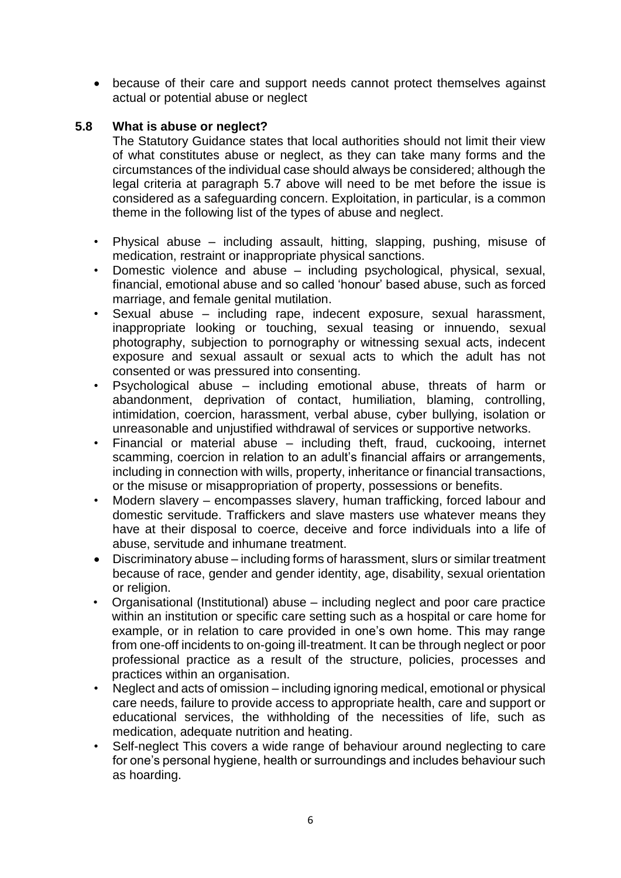- because of their care and support needs cannot protect themselves against actual or potential abuse or neglect

### 5.8 What is abuse or neglect?

The Statutory Guidance states that local authorities should not limit their view of what constitutes abuse or neglect, as they can take many forms and the circumstances of the individual case should always be considered; although the legal criteria at paragraph 5.7 above will need to be met before the issue is considered as a safeguarding concern. Exploitation, in particular, is a common theme in the following list of the types of abuse and neglect.

- Physical abuse – including assault, hitting, slapping, pushing, misuse of medication, restraint or inappropriate physical sanctions.
- Domestic violence and abuse – including psychological, physical, sexual, financial, emotional abuse and so called 'honour' based abuse, such as forced marriage, and female genital mutilation.
- Sexual abuse – including rape, indecent exposure, sexual harassment, inappropriate looking or touching, sexual teasing or innuendo, sexual photography, subjection to pornography or witnessing sexual acts, indecent exposure and sexual assault or sexual acts to which the adult has not consented or was pressured into consenting.
- Psychological abuse – including emotional abuse, threats of harm or abandonment, deprivation of contact, humiliation, blaming, controlling, intimidation, coercion, harassment, verbal abuse, cyber bullying, isolation or unreasonable and unjustified withdrawal of services or supportive networks.
- Financial or material abuse – including theft, fraud, cuckooing, internet scamming, coercion in relation to an adult's financial affairs or arrangements, including in connection with wills, property, inheritance or financial transactions, or the misuse or misappropriation of property, possessions or benefits.
- Modern slavery – encompasses slavery, human trafficking, forced labour and domestic servitude. Traffickers and slave masters use whatever means they have at their disposal to coerce, deceive and force individuals into a life of abuse, servitude and inhumane treatment.
- Discriminatory abuse – including forms of harassment, slurs or similar treatment because of race, gender and gender identity, age, disability, sexual orientation or religion.
- Organisational (Institutional) abuse – including neglect and poor care practice within an institution or specific care setting such as a hospital or care home for example, or in relation to care provided in one's own home. This may range from one-off incidents to on-going ill-treatment. It can be through neglect or poor professional practice as a result of the structure, policies, processes and practices within an organisation.
- Neglect and acts of omission – including ignoring medical, emotional or physical care needs, failure to provide access to appropriate health, care and support or educational services, the withholding of the necessities of life, such as medication, adequate nutrition and heating.
- Self-neglect This covers a wide range of behaviour around neglecting to care for one's personal hygiene, health or surroundings and includes behaviour such as hoarding.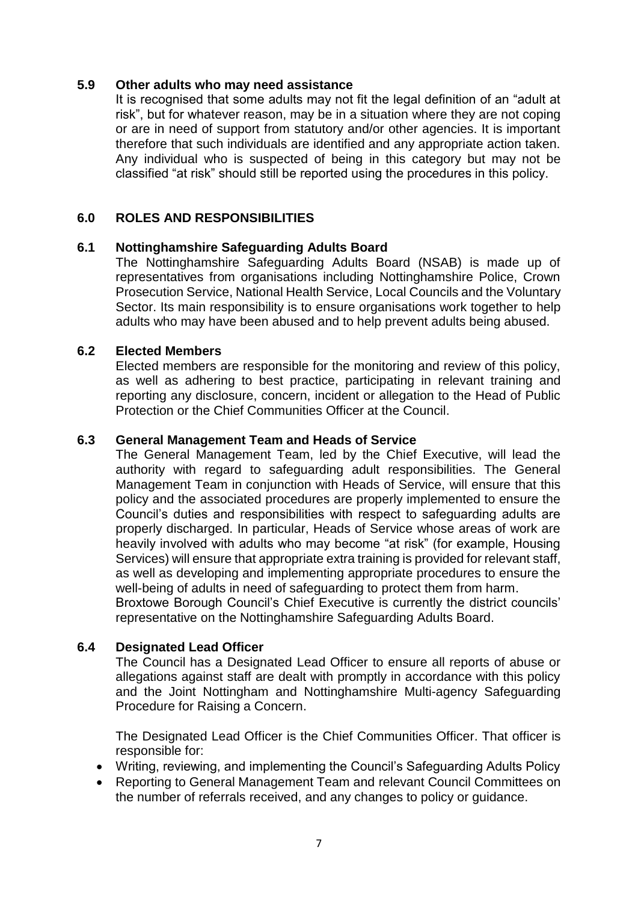### 5.9 Other adults who may need assistance

It is recognised that some adults may not fit the legal definition of an "adult at risk", but for whatever reason, may be in a situation where they are not coping or are in need of support from statutory and/or other agencies. It is important therefore that such individuals are identified and any appropriate action taken. Any individual who is suspected of being in this category but may not be classified "at risk" should still be reported using the procedures in this policy.

## 6.0 ROLES AND RESPONSIBILITIES

### 6.1 Nottinghamshire Safeguarding Adults Board

The Nottinghamshire Safeguarding Adults Board (NSAB) is made up of representatives from organisations including Nottinghamshire Police, Crown Prosecution Service, National Health Service, Local Councils and the Voluntary Sector. Its main responsibility is to ensure organisations work together to help adults who may have been abused and to help prevent adults being abused.

### 6.2 Elected Members

Elected members are responsible for the monitoring and review of this policy, as well as adhering to best practice, participating in relevant training and reporting any disclosure, concern, incident or allegation to the Head of Public Protection or the Chief Communities Officer at the Council.

### 6.3 General Management Team and Heads of Service

The General Management Team, led by the Chief Executive, will lead the authority with regard to safeguarding adult responsibilities. The General Management Team in conjunction with Heads of Service, will ensure that this policy and the associated procedures are properly implemented to ensure the Council's duties and responsibilities with respect to safeguarding adults are properly discharged. In particular, Heads of Service whose areas of work are heavily involved with adults who may become "at risk" (for example, Housing Services) will ensure that appropriate extra training is provided for relevant staff, as well as developing and implementing appropriate procedures to ensure the well-being of adults in need of safeguarding to protect them from harm.

Broxtowe Borough Council's Chief Executive is currently the district councils' representative on the Nottinghamshire Safeguarding Adults Board.

### 6.4 Designated Lead Officer

The Council has a Designated Lead Officer to ensure all reports of abuse or allegations against staff are dealt with promptly in accordance with this policy and the Joint Nottingham and Nottinghamshire Multi-agency Safeguarding Procedure for Raising a Concern.

The Designated Lead Officer is the Chief Communities Officer. That officer is responsible for:

- Writing, reviewing, and implementing the Council's Safeguarding Adults Policy
- Reporting to General Management Team and relevant Council Committees on the number of referrals received, and any changes to policy or guidance.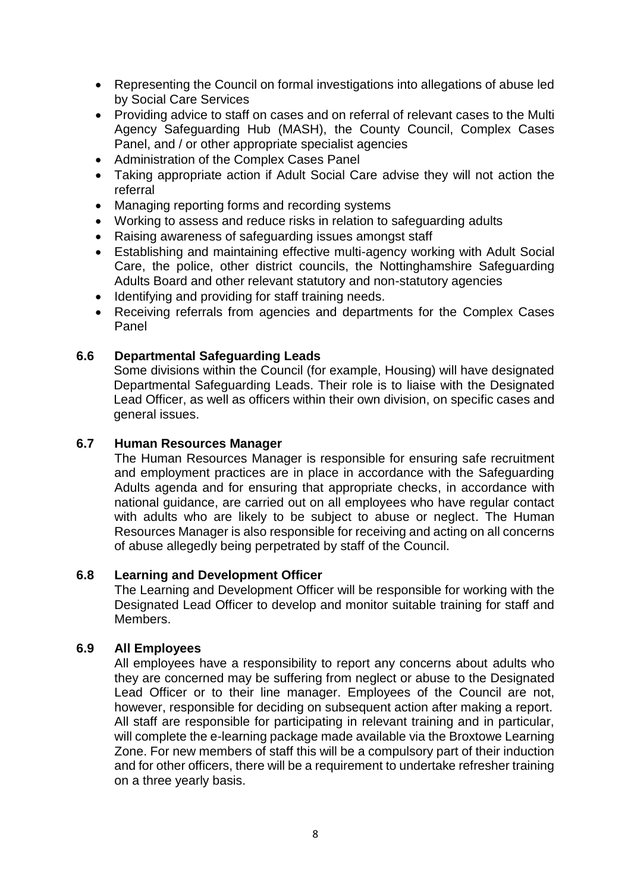- Representing the Council on formal investigations into allegations of abuse led by Social Care Services
- Providing advice to staff on cases and on referral of relevant cases to the Multi Agency Safeguarding Hub (MASH), the County Council, Complex Cases Panel, and / or other appropriate specialist agencies
- Administration of the Complex Cases Panel
- Taking appropriate action if Adult Social Care advise they will not action the referral
- Managing reporting forms and recording systems
- Working to assess and reduce risks in relation to safeguarding adults
- Raising awareness of safeguarding issues amongst staff
- Establishing and maintaining effective multi-agency working with Adult Social Care, the police, other district councils, the Nottinghamshire Safeguarding Adults Board and other relevant statutory and non-statutory agencies
- Identifying and providing for staff training needs.
- Receiving referrals from agencies and departments for the Complex Cases Panel

### 6.6 Departmental Safeguarding Leads

Some divisions within the Council (for example, Housing) will have designated Departmental Safeguarding Leads. Their role is to liaise with the Designated Lead Officer, as well as officers within their own division, on specific cases and general issues.

### 6.7 Human Resources Manager

The Human Resources Manager is responsible for ensuring safe recruitment and employment practices are in place in accordance with the Safeguarding Adults agenda and for ensuring that appropriate checks, in accordance with national guidance, are carried out on all employees who have regular contact with adults who are likely to be subject to abuse or neglect. The Human Resources Manager is also responsible for receiving and acting on all concerns of abuse allegedly being perpetrated by staff of the Council.

### 6.8 Learning and Development Officer

The Learning and Development Officer will be responsible for working with the Designated Lead Officer to develop and monitor suitable training for staff and Members.

### 6.9 All Employees

All employees have a responsibility to report any concerns about adults who they are concerned may be suffering from neglect or abuse to the Designated Lead Officer or to their line manager. Employees of the Council are not, however, responsible for deciding on subsequent action after making a report. All staff are responsible for participating in relevant training and in particular, will complete the e-learning package made available via the Broxtowe Learning Zone. For new members of staff this will be a compulsory part of their induction and for other officers, there will be a requirement to undertake refresher training on a three yearly basis.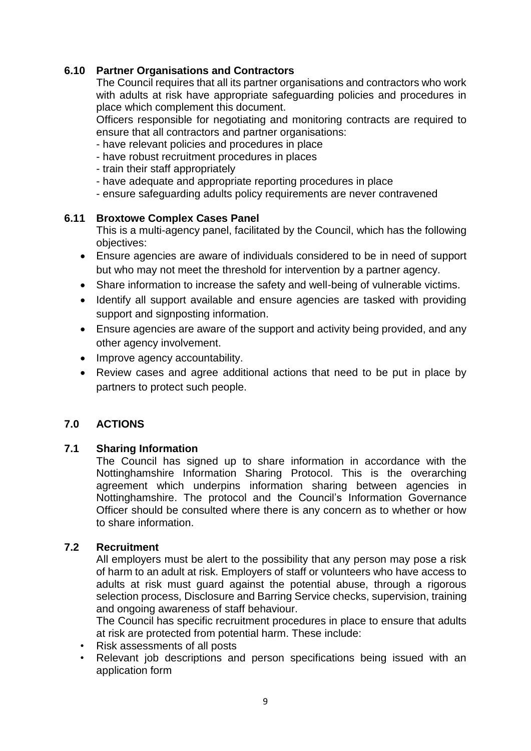### 6.10 Partner Organisations and Contractors

The Council requires that all its partner organisations and contractors who work with adults at risk have appropriate safeguarding policies and procedures in place which complement this document.

Officers responsible for negotiating and monitoring contracts are required to ensure that all contractors and partner organisations:

- have relevant policies and procedures in place
- have robust recruitment procedures in places
- train their staff appropriately
- have adequate and appropriate reporting procedures in place
- ensure safeguarding adults policy requirements are never contravened

### 6.11 Broxtowe Complex Cases Panel

This is a multi-agency panel, facilitated by the Council, which has the following objectives:

- Ensure agencies are aware of individuals considered to be in need of support but who may not meet the threshold for intervention by a partner agency.
- Share information to increase the safety and well-being of vulnerable victims.
- Identify all support available and ensure agencies are tasked with providing support and signposting information.
- Ensure agencies are aware of the support and activity being provided, and any other agency involvement.
- Improve agency accountability.
- Review cases and agree additional actions that need to be put in place by partners to protect such people.

## 7.0 ACTIONS

### 7.1 Sharing Information

The Council has signed up to share information in accordance with the Nottinghamshire Information Sharing Protocol. This is the overarching agreement which underpins information sharing between agencies in Nottinghamshire. The protocol and the Council's Information Governance Officer should be consulted where there is any concern as to whether or how to share information.

### 7.2 Recruitment

All employers must be alert to the possibility that any person may pose a risk of harm to an adult at risk. Employers of staff or volunteers who have access to adults at risk must guard against the potential abuse, through a rigorous selection process, Disclosure and Barring Service checks, supervision, training and ongoing awareness of staff behaviour.

The Council has specific recruitment procedures in place to ensure that adults at risk are protected from potential harm. These include:

- Risk assessments of all posts
- Relevant job descriptions and person specifications being issued with an application form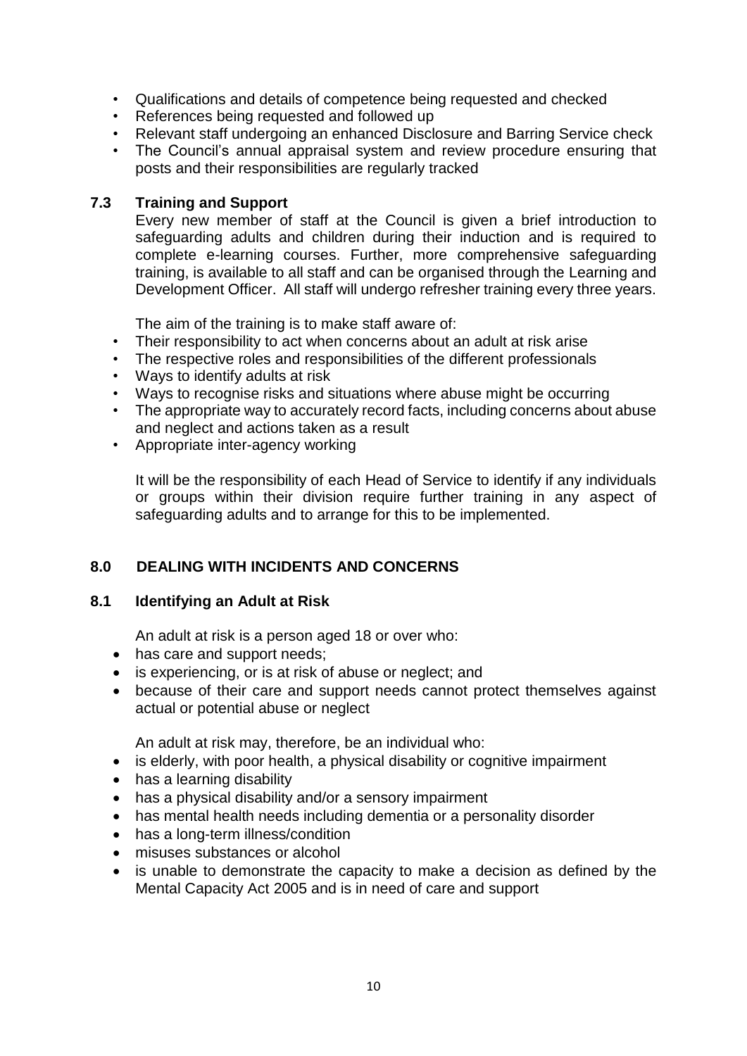- Qualifications and details of competence being requested and checked
- References being requested and followed up
- Relevant staff undergoing an enhanced Disclosure and Barring Service check
- The Council's annual appraisal system and review procedure ensuring that posts and their responsibilities are regularly tracked

### 7.3 Training and Support

Every new member of staff at the Council is given a brief introduction to safeguarding adults and children during their induction and is required to complete e-learning courses. Further, more comprehensive safeguarding training, is available to all staff and can be organised through the Learning and Development Officer. All staff will undergo refresher training every three years.

The aim of the training is to make staff aware of:

- Their responsibility to act when concerns about an adult at risk arise
- The respective roles and responsibilities of the different professionals
- Ways to identify adults at risk
- Ways to recognise risks and situations where abuse might be occurring
- The appropriate way to accurately record facts, including concerns about abuse and neglect and actions taken as a result
- Appropriate inter-agency working

It will be the responsibility of each Head of Service to identify if any individuals or groups within their division require further training in any aspect of safeguarding adults and to arrange for this to be implemented.

## 8.0 DEALING WITH INCIDENTS AND CONCERNS

### 8.1 Identifying an Adult at Risk

An adult at risk is a person aged 18 or over who:

- has care and support needs;
- is experiencing, or is at risk of abuse or neglect; and
- because of their care and support needs cannot protect themselves against actual or potential abuse or neglect

An adult at risk may, therefore, be an individual who:

- is elderly, with poor health, a physical disability or cognitive impairment
- has a learning disability
- has a physical disability and/or a sensory impairment
- has mental health needs including dementia or a personality disorder
- has a long-term illness/condition
- misuses substances or alcohol
- is unable to demonstrate the capacity to make a decision as defined by the Mental Capacity Act 2005 and is in need of care and support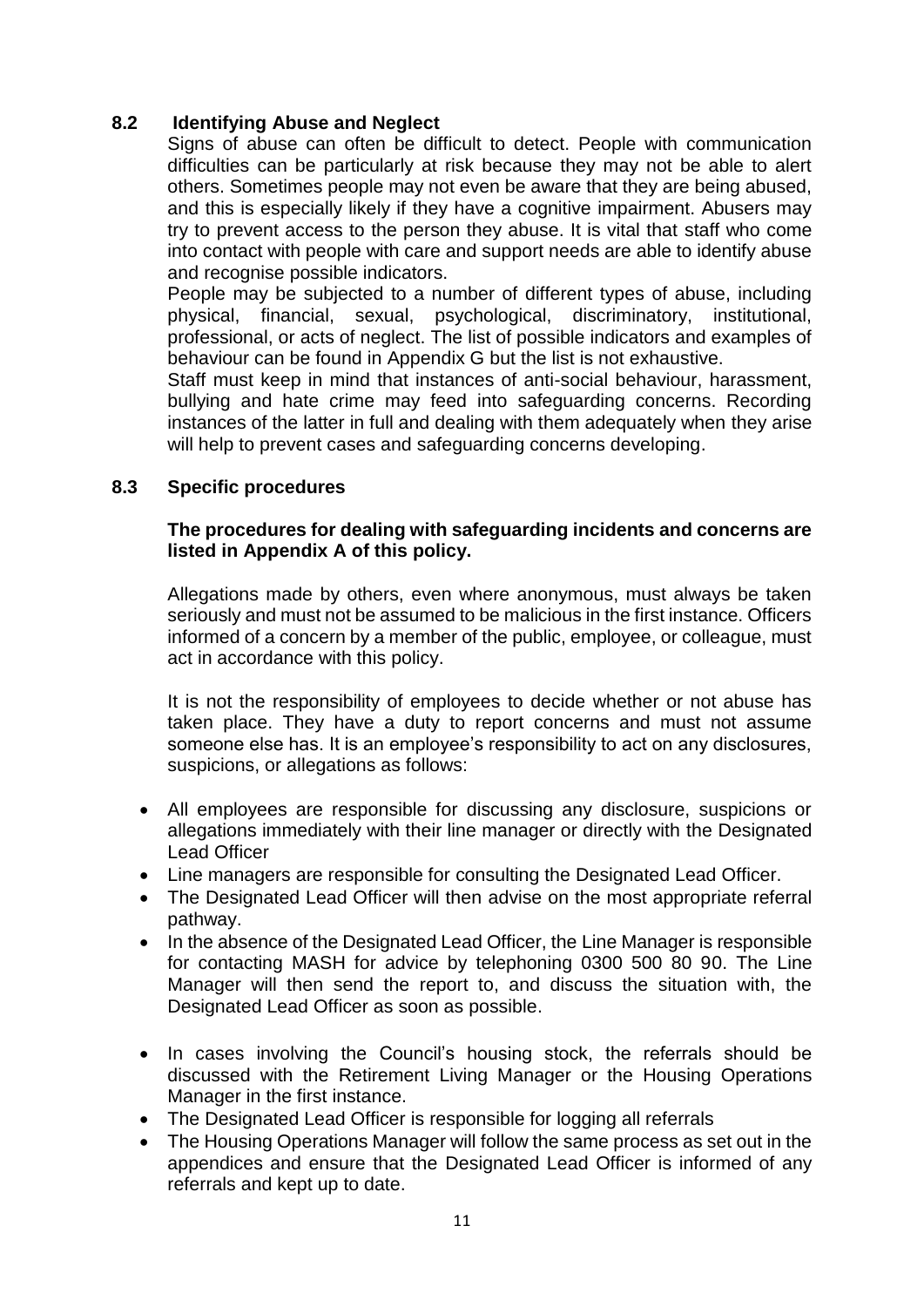## 8.2 Identifying Abuse and Neglect

Signs of abuse can often be difficult to detect. People with communication difficulties can be particularly at risk because they may not be able to alert others. Sometimes people may not even be aware that they are being abused, and this is especially likely if they have a cognitive impairment. Abusers may try to prevent access to the person they abuse. It is vital that staff who come into contact with people with care and support needs are able to identify abuse and recognise possible indicators.

People may be subjected to a number of different types of abuse, including physical, financial, sexual, psychological, discriminatory, institutional, professional, or acts of neglect. The list of possible indicators and examples of behaviour can be found in Appendix G but the list is not exhaustive.

Staff must keep in mind that instances of anti-social behaviour, harassment, bullying and hate crime may feed into safeguarding concerns. Recording instances of the latter in full and dealing with them adequately when they arise will help to prevent cases and safeguarding concerns developing.

## 8.3 Specific procedures

**The procedures for dealing with safeguarding incidents and concerns are listed in Appendix A of this policy.**

Allegations made by others, even where anonymous, must always be taken seriously and must not be assumed to be malicious in the first instance. Officers informed of a concern by a member of the public, employee, or colleague, must act in accordance with this policy.

It is not the responsibility of employees to decide whether or not abuse has taken place. They have a duty to report concerns and must not assume someone else has. It is an employee's responsibility to act on any disclosures, suspicions, or allegations as follows:

- All employees are responsible for discussing any disclosure, suspicions or allegations immediately with their line manager or directly with the Designated Lead Officer
- Line managers are responsible for consulting the Designated Lead Officer.
- The Designated Lead Officer will then advise on the most appropriate referral pathway.
- In the absence of the Designated Lead Officer, the Line Manager is responsible for contacting MASH for advice by telephoning 0300 500 80 90. The Line Manager will then send the report to, and discuss the situation with, the Designated Lead Officer as soon as possible.
- In cases involving the Council's housing stock, the referrals should be discussed with the Retirement Living Manager or the Housing Operations Manager in the first instance.
- The Designated Lead Officer is responsible for logging all referrals
- The Housing Operations Manager will follow the same process as set out in the appendices and ensure that the Designated Lead Officer is informed of any referrals and kept up to date.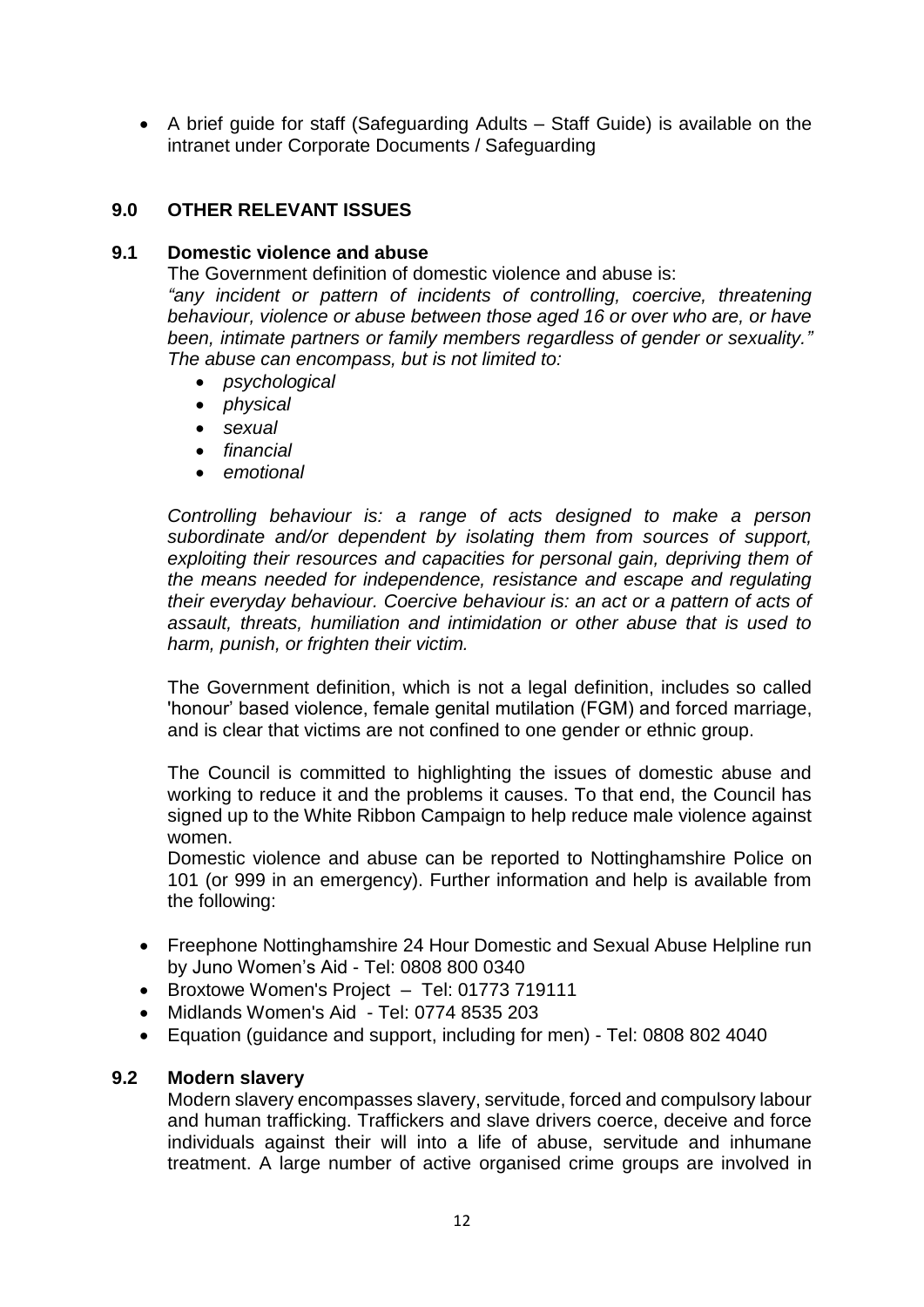- A brief guide for staff (Safeguarding Adults – Staff Guide) is available on the intranet under Corporate Documents / Safeguarding

## 9.0 OTHER RELEVANT ISSUES

### 9.1 Domestic violence and abuse

The Government definition of domestic violence and abuse is:

*"any incident or pattern of incidents of controlling, coercive, threatening behaviour, violence or abuse between those aged 16 or over who are, or have been, intimate partners or family members regardless of gender or sexuality." The abuse can encompass, but is not limited to:*

- *psychological*
- *physical*
- *sexual*
- *financial*
- *emotional*

*Controlling behaviour is: a range of acts designed to make a person subordinate and/or dependent by isolating them from sources of support, exploiting their resources and capacities for personal gain, depriving them of the means needed for independence, resistance and escape and regulating their everyday behaviour. Coercive behaviour is: an act or a pattern of acts of assault, threats, humiliation and intimidation or other abuse that is used to harm, punish, or frighten their victim.*

The Government definition, which is not a legal definition, includes so called 'honour' based violence, female genital mutilation (FGM) and forced marriage, and is clear that victims are not confined to one gender or ethnic group.

The Council is committed to highlighting the issues of domestic abuse and working to reduce it and the problems it causes. To that end, the Council has signed up to the White Ribbon Campaign to help reduce male violence against women.

Domestic violence and abuse can be reported to Nottinghamshire Police on 101 (or 999 in an emergency). Further information and help is available from the following:

- Freephone Nottinghamshire 24 Hour Domestic and Sexual Abuse Helpline run by Juno Women's Aid - Tel: 0808 800 0340
- Broxtowe Women's Project – Tel: 01773 719111
- Midlands Women's Aid - Tel: 0774 8535 203
- Equation (guidance and support, including for men) - Tel: 0808 802 4040

### 9.2 Modern slavery

Modern slavery encompasses slavery, servitude, forced and compulsory labour and human trafficking. Traffickers and slave drivers coerce, deceive and force individuals against their will into a life of abuse, servitude and inhumane treatment. A large number of active organised crime groups are involved in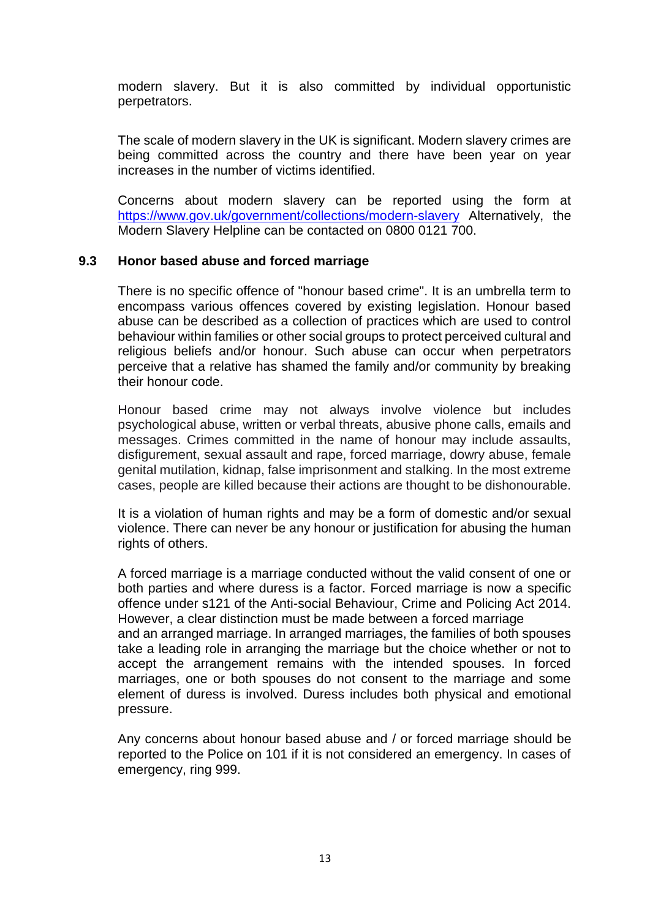modern slavery. But it is also committed by individual opportunistic perpetrators.

The scale of modern slavery in the UK is significant. Modern slavery crimes are being committed across the country and there have been year on year increases in the number of victims identified.

Concerns about modern slavery can be reported using the form at https://www.gov.uk/government/collections/modern-slavery Alternatively, the Modern Slavery Helpline can be contacted on 0800 0121 700.

### 9.3 Honor based abuse and forced marriage

There is no specific offence of "honour based crime". It is an umbrella term to encompass various offences covered by existing legislation. Honour based abuse can be described as a collection of practices which are used to control behaviour within families or other social groups to protect perceived cultural and religious beliefs and/or honour. Such abuse can occur when perpetrators perceive that a relative has shamed the family and/or community by breaking their honour code.

Honour based crime may not always involve violence but includes psychological abuse, written or verbal threats, abusive phone calls, emails and messages. Crimes committed in the name of honour may include assaults, disfigurement, sexual assault and rape, forced marriage, dowry abuse, female genital mutilation, kidnap, false imprisonment and stalking. In the most extreme cases, people are killed because their actions are thought to be dishonourable.

It is a violation of human rights and may be a form of domestic and/or sexual violence. There can never be any honour or justification for abusing the human rights of others.

A forced marriage is a marriage conducted without the valid consent of one or both parties and where duress is a factor. Forced marriage is now a specific offence under s121 of the Anti-social Behaviour, Crime and Policing Act 2014. However, a clear distinction must be made between a forced marriage and an arranged marriage. In arranged marriages, the families of both spouses take a leading role in arranging the marriage but the choice whether or not to accept the arrangement remains with the intended spouses. In forced marriages, one or both spouses do not consent to the marriage and some element of duress is involved. Duress includes both physical and emotional pressure.

Any concerns about honour based abuse and / or forced marriage should be reported to the Police on 101 if it is not considered an emergency. In cases of emergency, ring 999.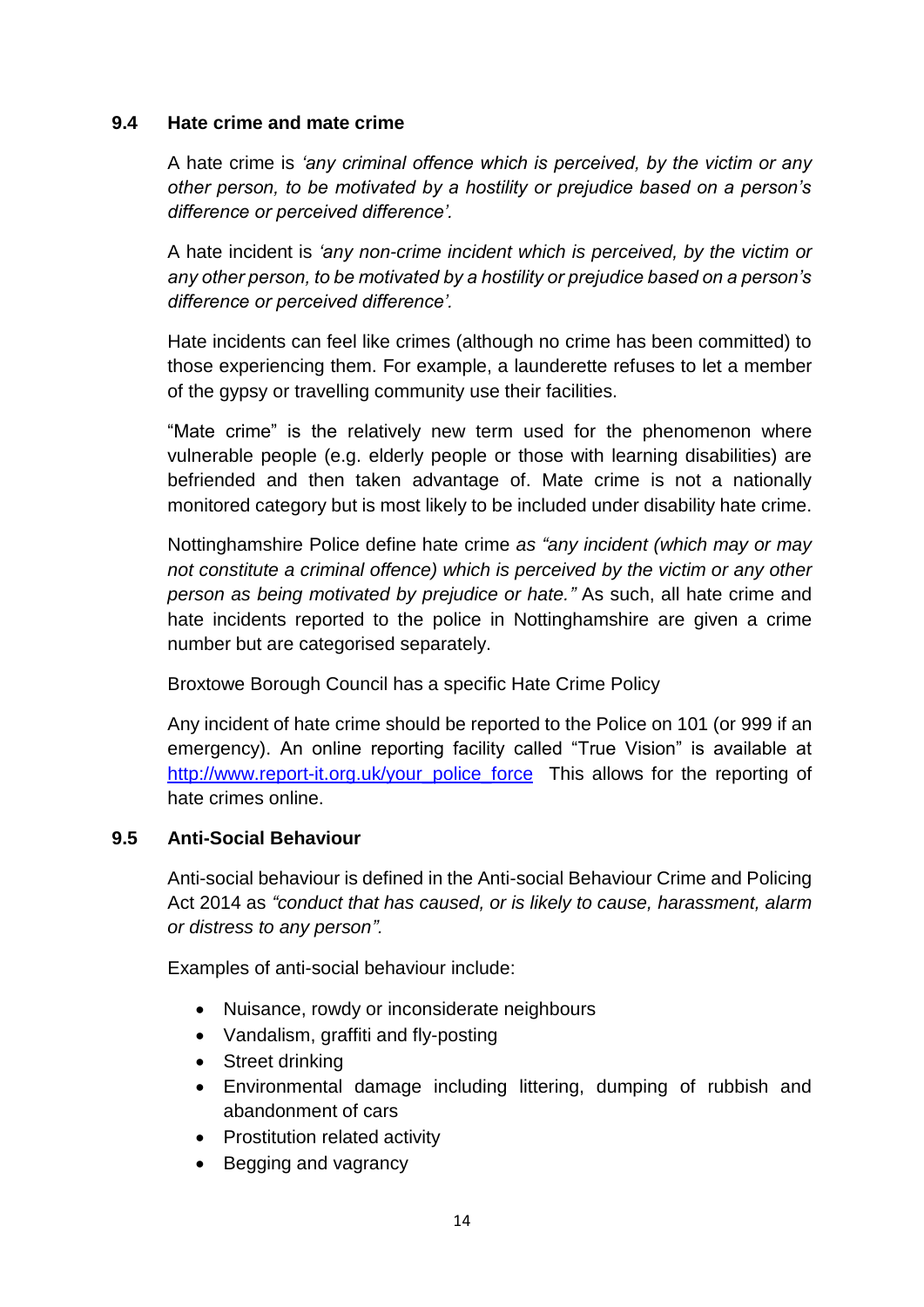### 9.4 Hate crime and mate crime

A hate crime is *'any criminal offence which is perceived, by the victim or any other person, to be motivated by a hostility or prejudice based on a person's difference or perceived difference'.*

A hate incident is *'any non-crime incident which is perceived, by the victim or any other person, to be motivated by a hostility or prejudice based on a person's difference or perceived difference'.*

Hate incidents can feel like crimes (although no crime has been committed) to those experiencing them. For example, a launderette refuses to let a member of the gypsy or travelling community use their facilities.

"Mate crime" is the relatively new term used for the phenomenon where vulnerable people (e.g. elderly people or those with learning disabilities) are befriended and then taken advantage of. Mate crime is not a nationally monitored category but is most likely to be included under disability hate crime.

Nottinghamshire Police define hate crime *as "any incident (which may or may not constitute a criminal offence) which is perceived by the victim or any other person as being motivated by prejudice or hate."* As such, all hate crime and hate incidents reported to the police in Nottinghamshire are given a crime number but are categorised separately.

Broxtowe Borough Council has a specific Hate Crime Policy

Any incident of hate crime should be reported to the Police on 101 (or 999 if an emergency). An online reporting facility called "True Vision" is available at [http://www.report-it.org.uk/your_police_force](http://www.report-it.org.uk/your_police_force) This allows for the reporting of hate crimes online.

### 9.5 Anti-Social Behaviour

Anti-social behaviour is defined in the Anti-social Behaviour Crime and Policing Act 2014 as *"conduct that has caused, or is likely to cause, harassment, alarm or distress to any person".*

Examples of anti-social behaviour include:

- Nuisance, rowdy or inconsiderate neighbours
- Vandalism, graffiti and fly-posting
- Street drinking
- Environmental damage including littering, dumping of rubbish and abandonment of cars
- Prostitution related activity
- Begging and vagrancy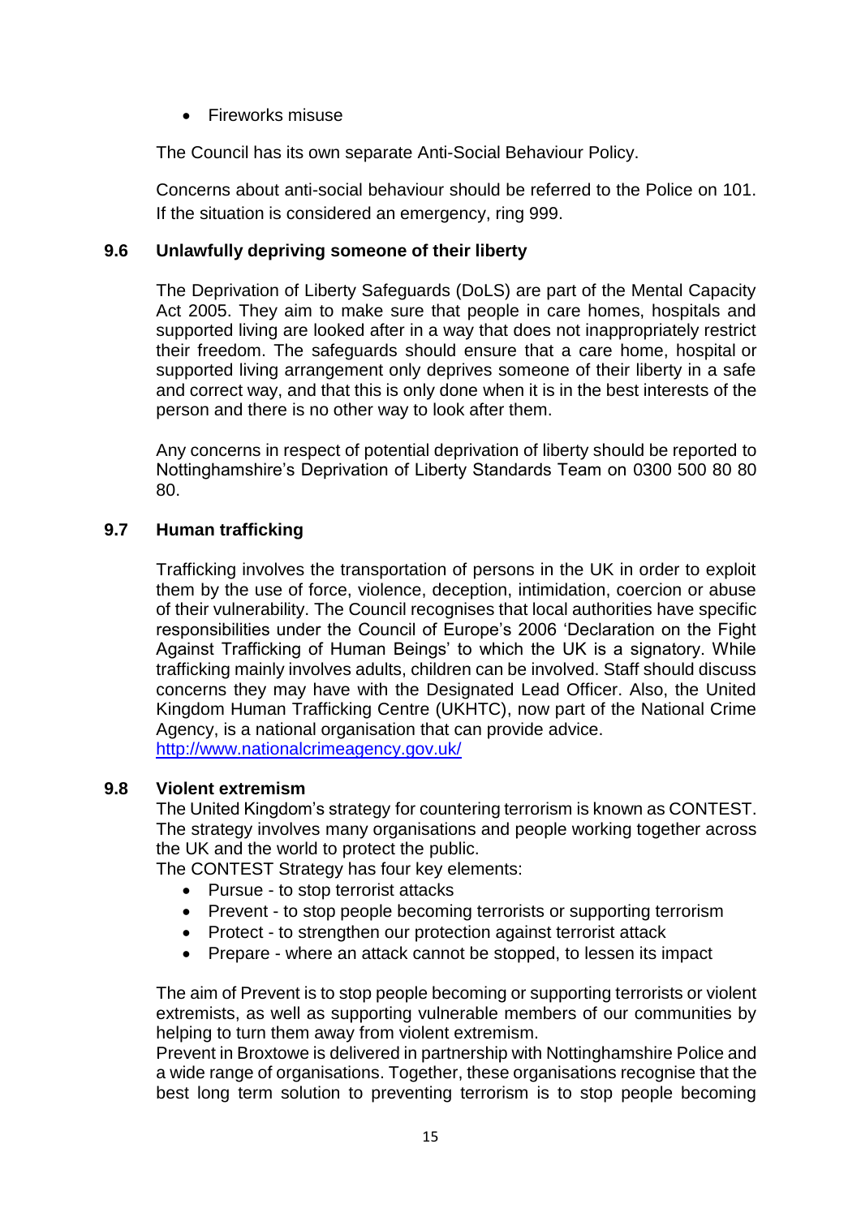- Fireworks misuse

The Council has its own separate Anti-Social Behaviour Policy.

Concerns about anti-social behaviour should be referred to the Police on 101. If the situation is considered an emergency, ring 999.

### 9.6 Unlawfully depriving someone of their liberty

The Deprivation of Liberty Safeguards (DoLS) are part of the Mental Capacity Act 2005. They aim to make sure that people in care homes, hospitals and supported living are looked after in a way that does not inappropriately restrict their freedom. The safeguards should ensure that a care home, hospital or supported living arrangement only deprives someone of their liberty in a safe and correct way, and that this is only done when it is in the best interests of the person and there is no other way to look after them.

Any concerns in respect of potential deprivation of liberty should be reported to Nottinghamshire's Deprivation of Liberty Standards Team on 0300 500 80 80 80.

### 9.7 Human trafficking

Trafficking involves the transportation of persons in the UK in order to exploit them by the use of force, violence, deception, intimidation, coercion or abuse of their vulnerability. The Council recognises that local authorities have specific responsibilities under the Council of Europe's 2006 'Declaration on the Fight Against Trafficking of Human Beings' to which the UK is a signatory. While trafficking mainly involves adults, children can be involved. Staff should discuss concerns they may have with the Designated Lead Officer. Also, the United Kingdom Human Trafficking Centre (UKHTC), now part of the National Crime Agency, is a national organisation that can provide advice.
http://www.nationalcrimeagency.gov.uk/

### 9.8 Violent extremism

The United Kingdom's strategy for countering terrorism is known as CONTEST. The strategy involves many organisations and people working together across the UK and the world to protect the public.
The CONTEST Strategy has four key elements:

- Pursue - to stop terrorist attacks
- Prevent - to stop people becoming terrorists or supporting terrorism
- Protect - to strengthen our protection against terrorist attack
- Prepare - where an attack cannot be stopped, to lessen its impact

The aim of Prevent is to stop people becoming or supporting terrorists or violent extremists, as well as supporting vulnerable members of our communities by helping to turn them away from violent extremism.
Prevent in Broxtowe is delivered in partnership with Nottinghamshire Police and a wide range of organisations. Together, these organisations recognise that the best long term solution to preventing terrorism is to stop people becoming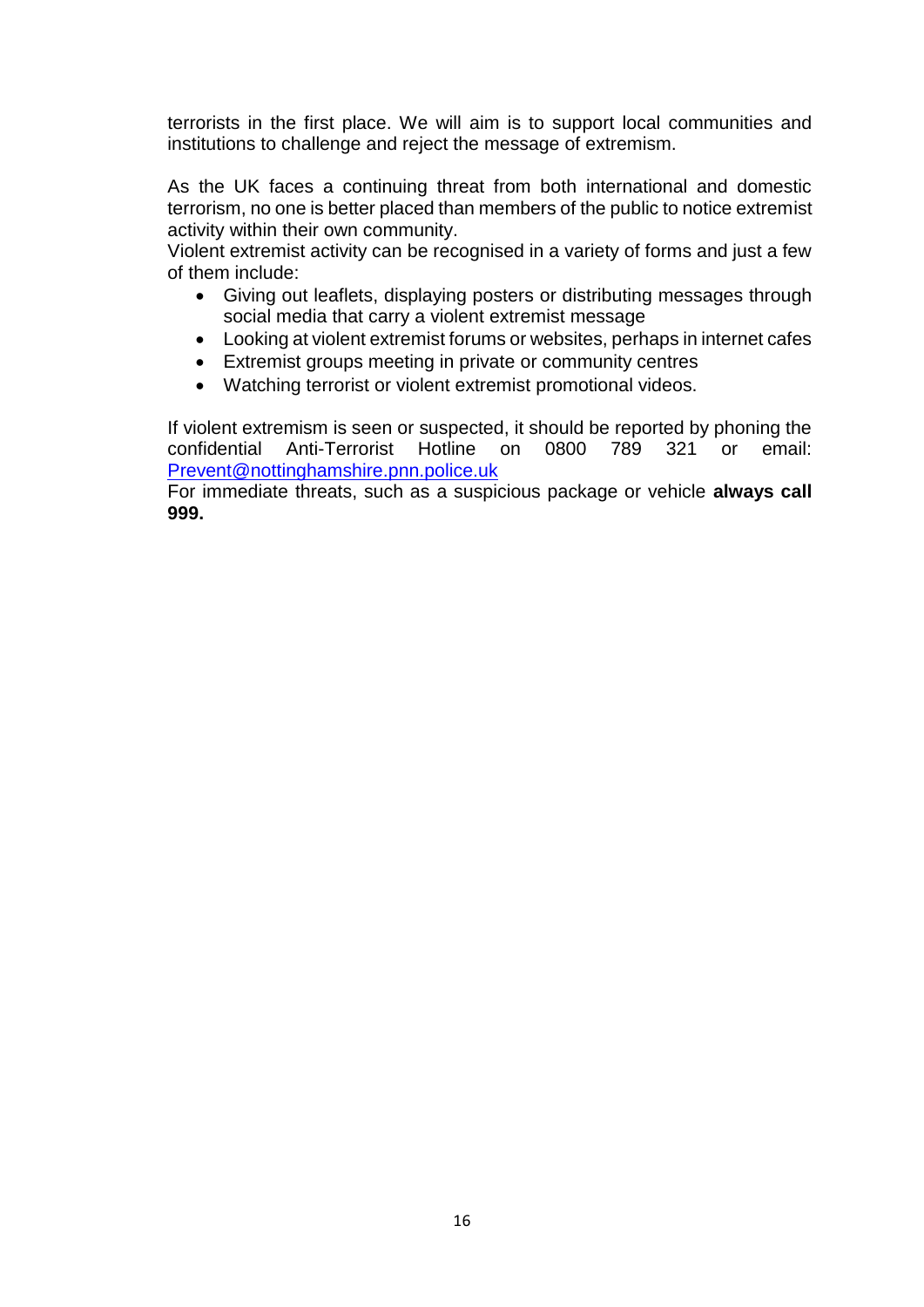terrorists in the first place. We will aim is to support local communities and institutions to challenge and reject the message of extremism.

As the UK faces a continuing threat from both international and domestic terrorism, no one is better placed than members of the public to notice extremist activity within their own community.
Violent extremist activity can be recognised in a variety of forms and just a few of them include:

- Giving out leaflets, displaying posters or distributing messages through social media that carry a violent extremist message
- Looking at violent extremist forums or websites, perhaps in internet cafes
- Extremist groups meeting in private or community centres
- Watching terrorist or violent extremist promotional videos.

If violent extremism is seen or suspected, it should be reported by phoning the confidential Anti-Terrorist Hotline on 0800 789 321 or email: Prevent@nottinghamshire.pnn.police.uk
For immediate threats, such as a suspicious package or vehicle **always call 999.**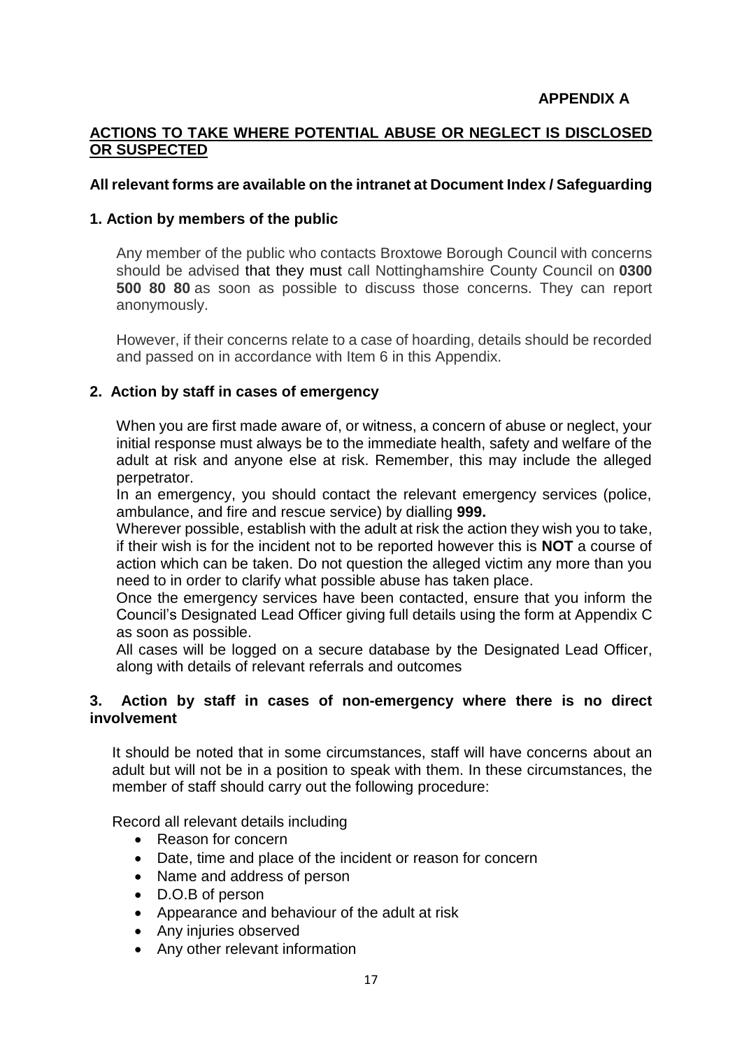**APPENDIX A**

## ACTIONS TO TAKE WHERE POTENTIAL ABUSE OR NEGLECT IS DISCLOSED OR SUSPECTED

**All relevant forms are available on the intranet at Document Index / Safeguarding**

### 1. Action by members of the public

Any member of the public who contacts Broxtowe Borough Council with concerns should be advised that they must call Nottinghamshire County Council on **0300 500 80 80** as soon as possible to discuss those concerns. They can report anonymously.

However, if their concerns relate to a case of hoarding, details should be recorded and passed on in accordance with Item 6 in this Appendix.

### 2. Action by staff in cases of emergency

When you are first made aware of, or witness, a concern of abuse or neglect, your initial response must always be to the immediate health, safety and welfare of the adult at risk and anyone else at risk. Remember, this may include the alleged perpetrator.

In an emergency, you should contact the relevant emergency services (police, ambulance, and fire and rescue service) by dialling **999.**

Wherever possible, establish with the adult at risk the action they wish you to take, if their wish is for the incident not to be reported however this is **NOT** a course of action which can be taken. Do not question the alleged victim any more than you need to in order to clarify what possible abuse has taken place.

Once the emergency services have been contacted, ensure that you inform the Council's Designated Lead Officer giving full details using the form at Appendix C as soon as possible.

All cases will be logged on a secure database by the Designated Lead Officer, along with details of relevant referrals and outcomes

### 3. Action by staff in cases of non-emergency where there is no direct involvement

It should be noted that in some circumstances, staff will have concerns about an adult but will not be in a position to speak with them. In these circumstances, the member of staff should carry out the following procedure:

Record all relevant details including

- Reason for concern
- Date, time and place of the incident or reason for concern
- Name and address of person
- D.O.B of person
- Appearance and behaviour of the adult at risk
- Any injuries observed
- Any other relevant information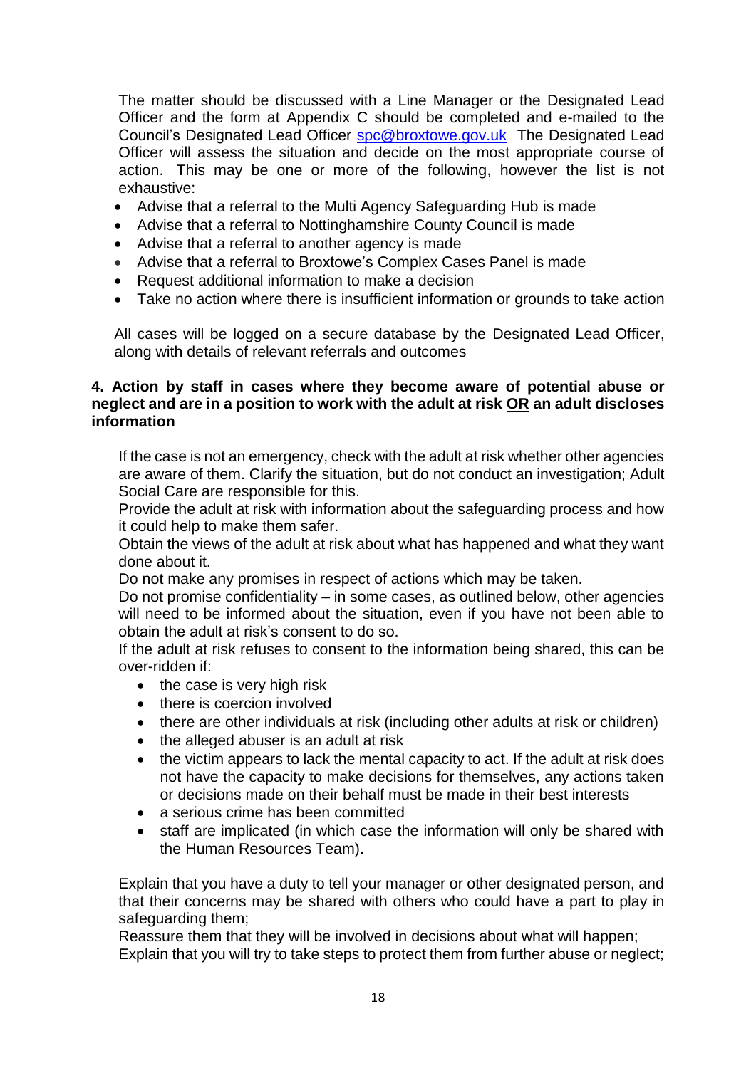The matter should be discussed with a Line Manager or the Designated Lead Officer and the form at Appendix C should be completed and e-mailed to the Council's Designated Lead Officer [spc@broxtowe.gov.uk](mailto:spc@broxtowe.gov.uk) The Designated Lead Officer will assess the situation and decide on the most appropriate course of action. This may be one or more of the following, however the list is not exhaustive:

- Advise that a referral to the Multi Agency Safeguarding Hub is made
- Advise that a referral to Nottinghamshire County Council is made
- Advise that a referral to another agency is made
- Advise that a referral to Broxtowe's Complex Cases Panel is made
- Request additional information to make a decision
- Take no action where there is insufficient information or grounds to take action

All cases will be logged on a secure database by the Designated Lead Officer, along with details of relevant referrals and outcomes

**4. Action by staff in cases where they become aware of potential abuse or neglect and are in a position to work with the adult at risk <u>OR</u> an adult discloses information**

If the case is not an emergency, check with the adult at risk whether other agencies are aware of them. Clarify the situation, but do not conduct an investigation; Adult Social Care are responsible for this.

Provide the adult at risk with information about the safeguarding process and how it could help to make them safer.

Obtain the views of the adult at risk about what has happened and what they want done about it.

Do not make any promises in respect of actions which may be taken.

Do not promise confidentiality – in some cases, as outlined below, other agencies will need to be informed about the situation, even if you have not been able to obtain the adult at risk's consent to do so.

If the adult at risk refuses to consent to the information being shared, this can be over-ridden if:

- the case is very high risk
- there is coercion involved
- there are other individuals at risk (including other adults at risk or children)
- the alleged abuser is an adult at risk
- the victim appears to lack the mental capacity to act. If the adult at risk does not have the capacity to make decisions for themselves, any actions taken or decisions made on their behalf must be made in their best interests
- a serious crime has been committed
- staff are implicated (in which case the information will only be shared with the Human Resources Team).

Explain that you have a duty to tell your manager or other designated person, and that their concerns may be shared with others who could have a part to play in safeguarding them;

Reassure them that they will be involved in decisions about what will happen;

Explain that you will try to take steps to protect them from further abuse or neglect;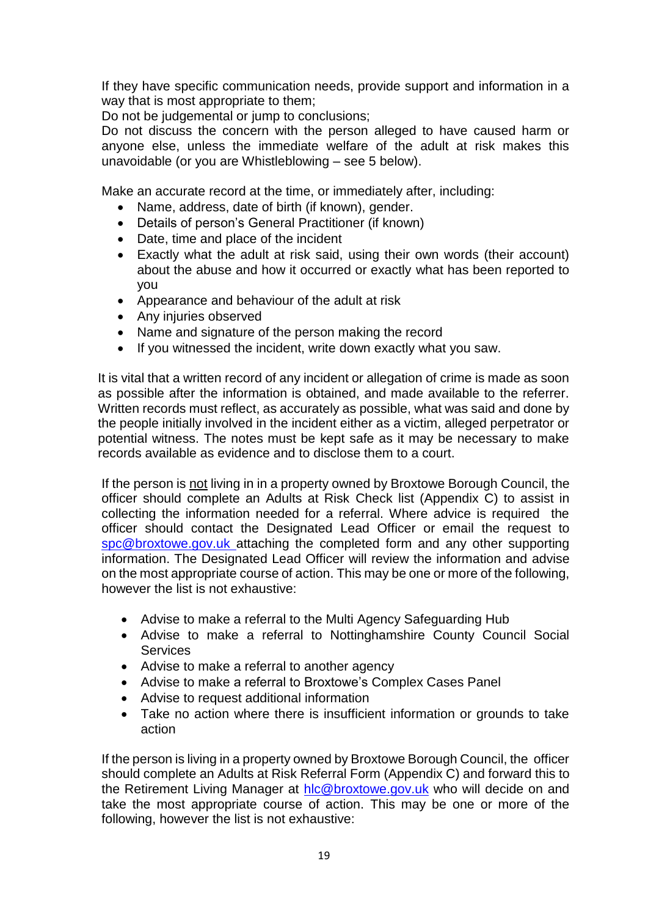If they have specific communication needs, provide support and information in a way that is most appropriate to them;

Do not be judgemental or jump to conclusions;

Do not discuss the concern with the person alleged to have caused harm or anyone else, unless the immediate welfare of the adult at risk makes this unavoidable (or you are Whistleblowing – see 5 below).

Make an accurate record at the time, or immediately after, including:

- Name, address, date of birth (if known), gender.
- Details of person's General Practitioner (if known)
- Date, time and place of the incident
- Exactly what the adult at risk said, using their own words (their account) about the abuse and how it occurred or exactly what has been reported to you
- Appearance and behaviour of the adult at risk
- Any injuries observed
- Name and signature of the person making the record
- If you witnessed the incident, write down exactly what you saw.

It is vital that a written record of any incident or allegation of crime is made as soon as possible after the information is obtained, and made available to the referrer. Written records must reflect, as accurately as possible, what was said and done by the people initially involved in the incident either as a victim, alleged perpetrator or potential witness. The notes must be kept safe as it may be necessary to make records available as evidence and to disclose them to a court.

If the person is not living in in a property owned by Broxtowe Borough Council, the officer should complete an Adults at Risk Check list (Appendix C) to assist in collecting the information needed for a referral. Where advice is required the officer should contact the Designated Lead Officer or email the request to spc@broxtowe.gov.uk attaching the completed form and any other supporting information. The Designated Lead Officer will review the information and advise on the most appropriate course of action. This may be one or more of the following, however the list is not exhaustive:

- Advise to make a referral to the Multi Agency Safeguarding Hub
- Advise to make a referral to Nottinghamshire County Council Social Services
- Advise to make a referral to another agency
- Advise to make a referral to Broxtowe's Complex Cases Panel
- Advise to request additional information
- Take no action where there is insufficient information or grounds to take action

If the person is living in a property owned by Broxtowe Borough Council, the officer should complete an Adults at Risk Referral Form (Appendix C) and forward this to the Retirement Living Manager at hlc@broxtowe.gov.uk who will decide on and take the most appropriate course of action. This may be one or more of the following, however the list is not exhaustive: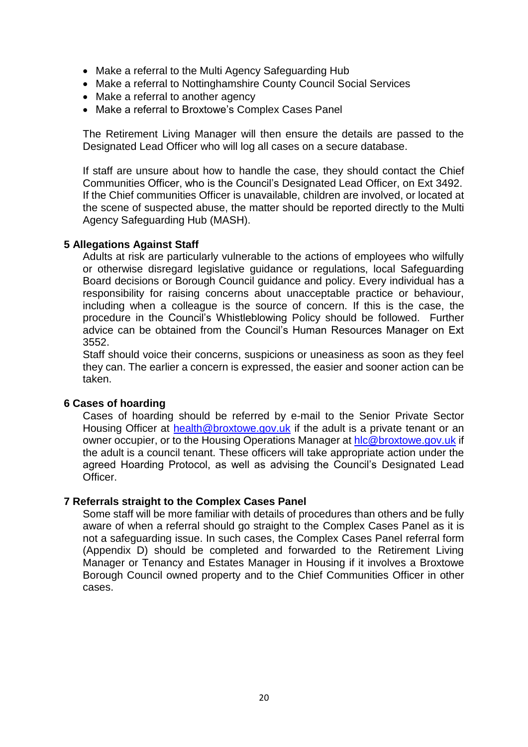- Make a referral to the Multi Agency Safeguarding Hub
- Make a referral to Nottinghamshire County Council Social Services
- Make a referral to another agency
- Make a referral to Broxtowe's Complex Cases Panel

The Retirement Living Manager will then ensure the details are passed to the Designated Lead Officer who will log all cases on a secure database.

If staff are unsure about how to handle the case, they should contact the Chief Communities Officer, who is the Council's Designated Lead Officer, on Ext 3492. If the Chief communities Officer is unavailable, children are involved, or located at the scene of suspected abuse, the matter should be reported directly to the Multi Agency Safeguarding Hub (MASH).

### 5 Allegations Against Staff

Adults at risk are particularly vulnerable to the actions of employees who wilfully or otherwise disregard legislative guidance or regulations, local Safeguarding Board decisions or Borough Council guidance and policy. Every individual has a responsibility for raising concerns about unacceptable practice or behaviour, including when a colleague is the source of concern. If this is the case, the procedure in the Council's Whistleblowing Policy should be followed. Further advice can be obtained from the Council's Human Resources Manager on Ext 3552.

Staff should voice their concerns, suspicions or uneasiness as soon as they feel they can. The earlier a concern is expressed, the easier and sooner action can be taken.

### 6 Cases of hoarding

Cases of hoarding should be referred by e-mail to the Senior Private Sector Housing Officer at health@broxtowe.gov.uk if the adult is a private tenant or an owner occupier, or to the Housing Operations Manager at hlc@broxtowe.gov.uk if the adult is a council tenant. These officers will take appropriate action under the agreed Hoarding Protocol, as well as advising the Council's Designated Lead Officer.

### 7 Referrals straight to the Complex Cases Panel

Some staff will be more familiar with details of procedures than others and be fully aware of when a referral should go straight to the Complex Cases Panel as it is not a safeguarding issue. In such cases, the Complex Cases Panel referral form (Appendix D) should be completed and forwarded to the Retirement Living Manager or Tenancy and Estates Manager in Housing if it involves a Broxtowe Borough Council owned property and to the Chief Communities Officer in other cases.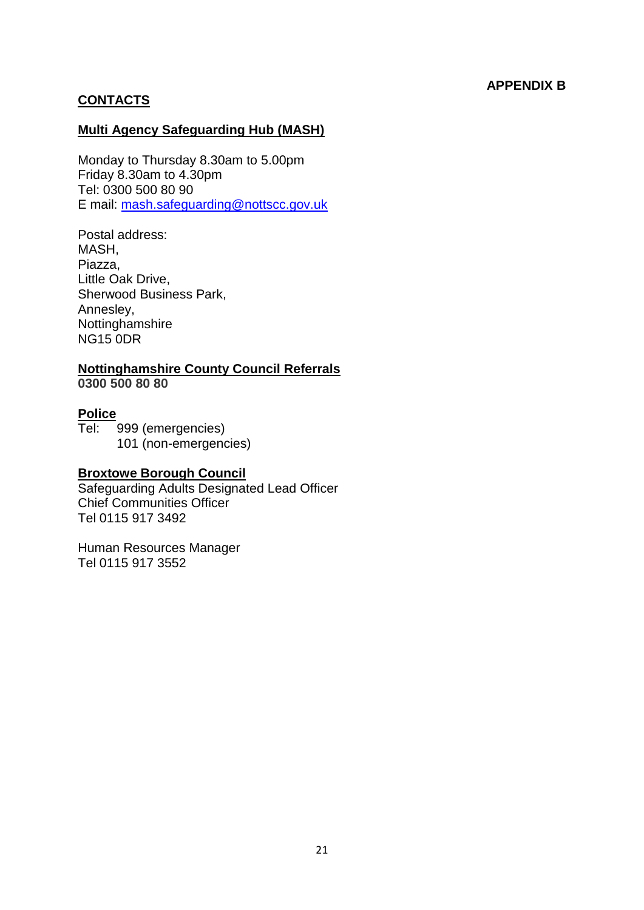**APPENDIX B**

## CONTACTS

### Multi Agency Safeguarding Hub (MASH)

Monday to Thursday 8.30am to 5.00pm
Friday 8.30am to 4.30pm
Tel: 0300 500 80 90
E mail: mash.safeguarding@nottscc.gov.uk

Postal address:
MASH,
Piazza,
Little Oak Drive,
Sherwood Business Park,
Annesley,
Nottinghamshire
NG15 0DR

### Nottinghamshire County Council Referrals

**0300 500 80 80**

### Police

Tel: 999 (emergencies)
101 (non-emergencies)

### Broxtowe Borough Council

Safeguarding Adults Designated Lead Officer
Chief Communities Officer
Tel 0115 917 3492

Human Resources Manager
Tel 0115 917 3552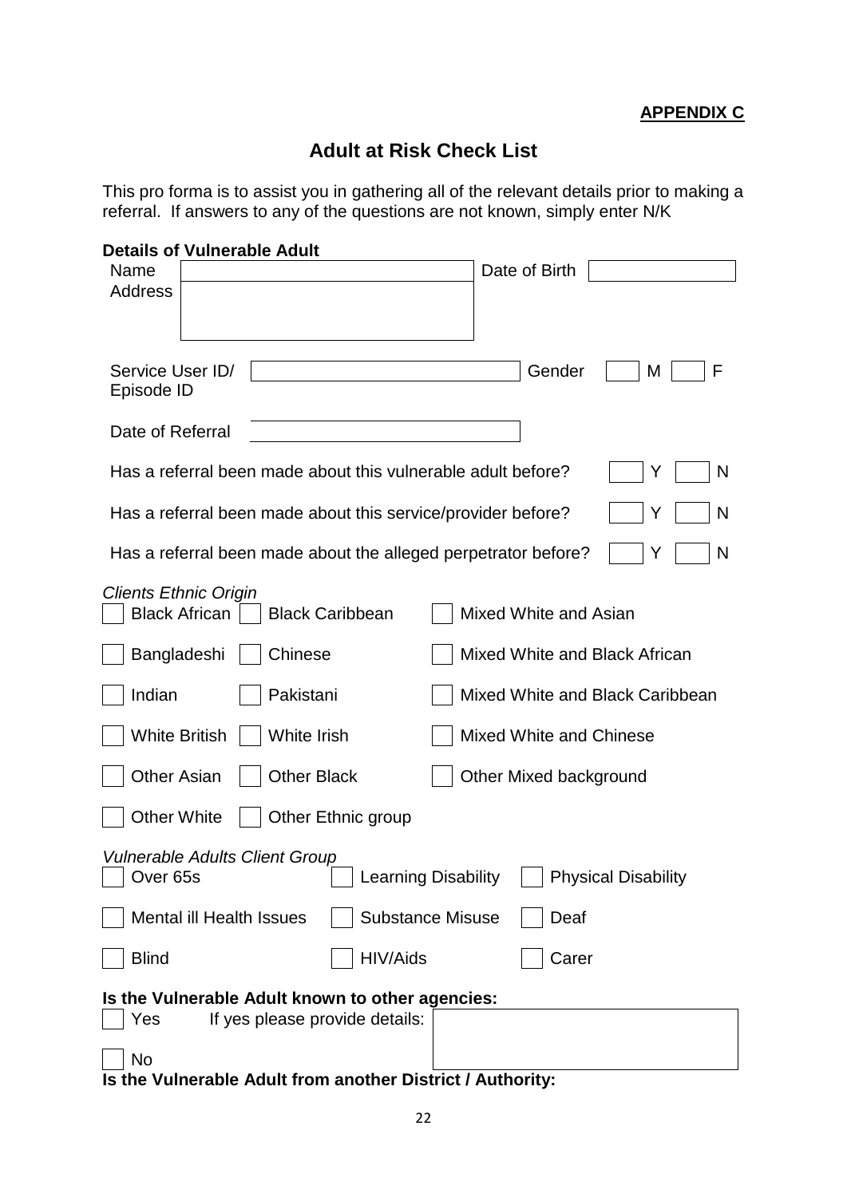**APPENDIX C**

## Adult at Risk Check List

This pro forma is to assist you in gathering all of the relevant details prior to making a referral. If answers to any of the questions are not known, simply enter N/K

**Details of Vulnerable Adult**

| | | | |
|---|---|---|---|
| Name | | Date of Birth | |
| Address | | | |
| Service User ID/ Episode ID | | Gender | ☐ M ☐ F |
| Date of Referral | | | |

Has a referral been made about this vulnerable adult before? ☐ Y ☐ N

Has a referral been made about this service/provider before? ☐ Y ☐ N

Has a referral been made about the alleged perpetrator before? ☐ Y ☐ N

*Clients Ethnic Origin*

| | | |
|---|---|---|
| ☐ Black African | ☐ Black Caribbean | ☐ Mixed White and Asian |
| ☐ Bangladeshi | ☐ Chinese | ☐ Mixed White and Black African |
| ☐ Indian | ☐ Pakistani | ☐ Mixed White and Black Caribbean |
| ☐ White British | ☐ White Irish | ☐ Mixed White and Chinese |
| ☐ Other Asian | ☐ Other Black | ☐ Other Mixed background |
| ☐ Other White | ☐ Other Ethnic group | |

*Vulnerable Adults Client Group*

| | | |
|---|---|---|
| ☐ Over 65s | ☐ Learning Disability | ☐ Physical Disability |
| ☐ Mental ill Health Issues | ☐ Substance Misuse | ☐ Deaf |
| ☐ Blind | ☐ HIV/Aids | ☐ Carer |

**Is the Vulnerable Adult known to other agencies:**

☐ Yes If yes please provide details:

☐ No

**Is the Vulnerable Adult from another District / Authority:**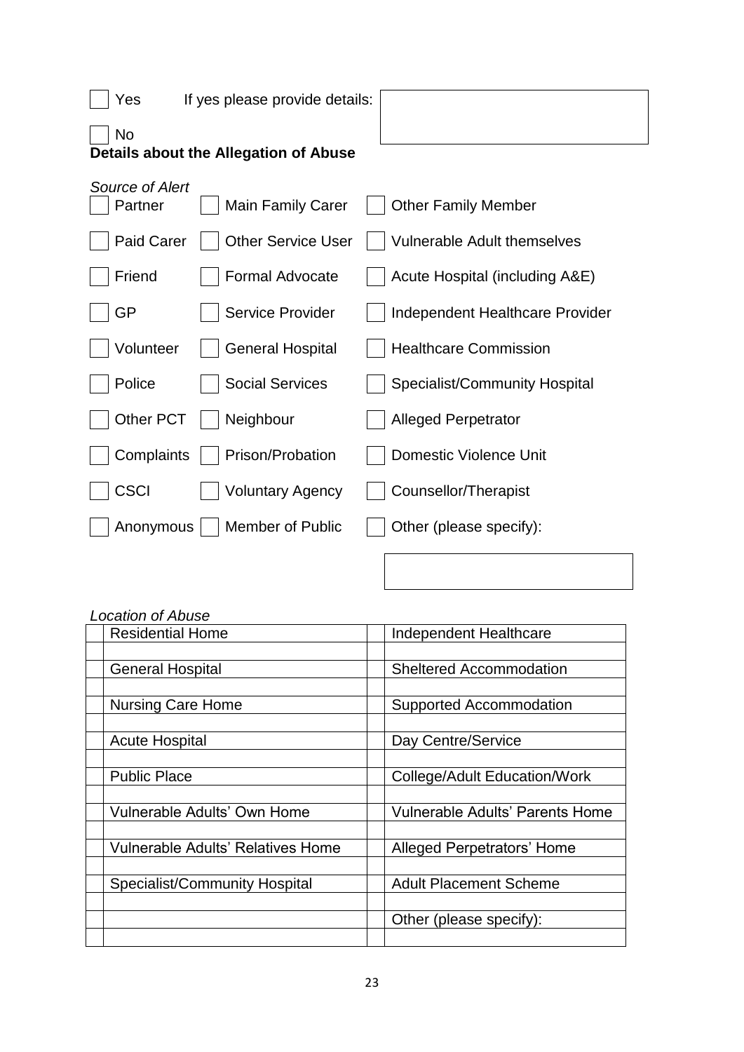☐ Yes If yes please provide details:

☐ No

**Details about the Allegation of Abuse**

*Source of Alert*

| | | |
|---|---|---|
| ☐ Partner | ☐ Main Family Carer | ☐ Other Family Member |
| ☐ Paid Carer | ☐ Other Service User | ☐ Vulnerable Adult themselves |
| ☐ Friend | ☐ Formal Advocate | ☐ Acute Hospital (including A&E) |
| ☐ GP | ☐ Service Provider | ☐ Independent Healthcare Provider |
| ☐ Volunteer | ☐ General Hospital | ☐ Healthcare Commission |
| ☐ Police | ☐ Social Services | ☐ Specialist/Community Hospital |
| ☐ Other PCT | ☐ Neighbour | ☐ Alleged Perpetrator |
| ☐ Complaints | ☐ Prison/Probation | ☐ Domestic Violence Unit |
| ☐ CSCI | ☐ Voluntary Agency | ☐ Counsellor/Therapist |
| ☐ Anonymous | ☐ Member of Public | ☐ Other (please specify): |

*Location of Abuse*

| | | | |
|---|---|---|---|
| | Residential Home | | Independent Healthcare |
| | General Hospital | | Sheltered Accommodation |
| | Nursing Care Home | | Supported Accommodation |
| | Acute Hospital | | Day Centre/Service |
| | Public Place | | College/Adult Education/Work |
| | Vulnerable Adults' Own Home | | Vulnerable Adults' Parents Home |
| | Vulnerable Adults' Relatives Home | | Alleged Perpetrators' Home |
| | Specialist/Community Hospital | | Adult Placement Scheme |
| | | | Other (please specify): |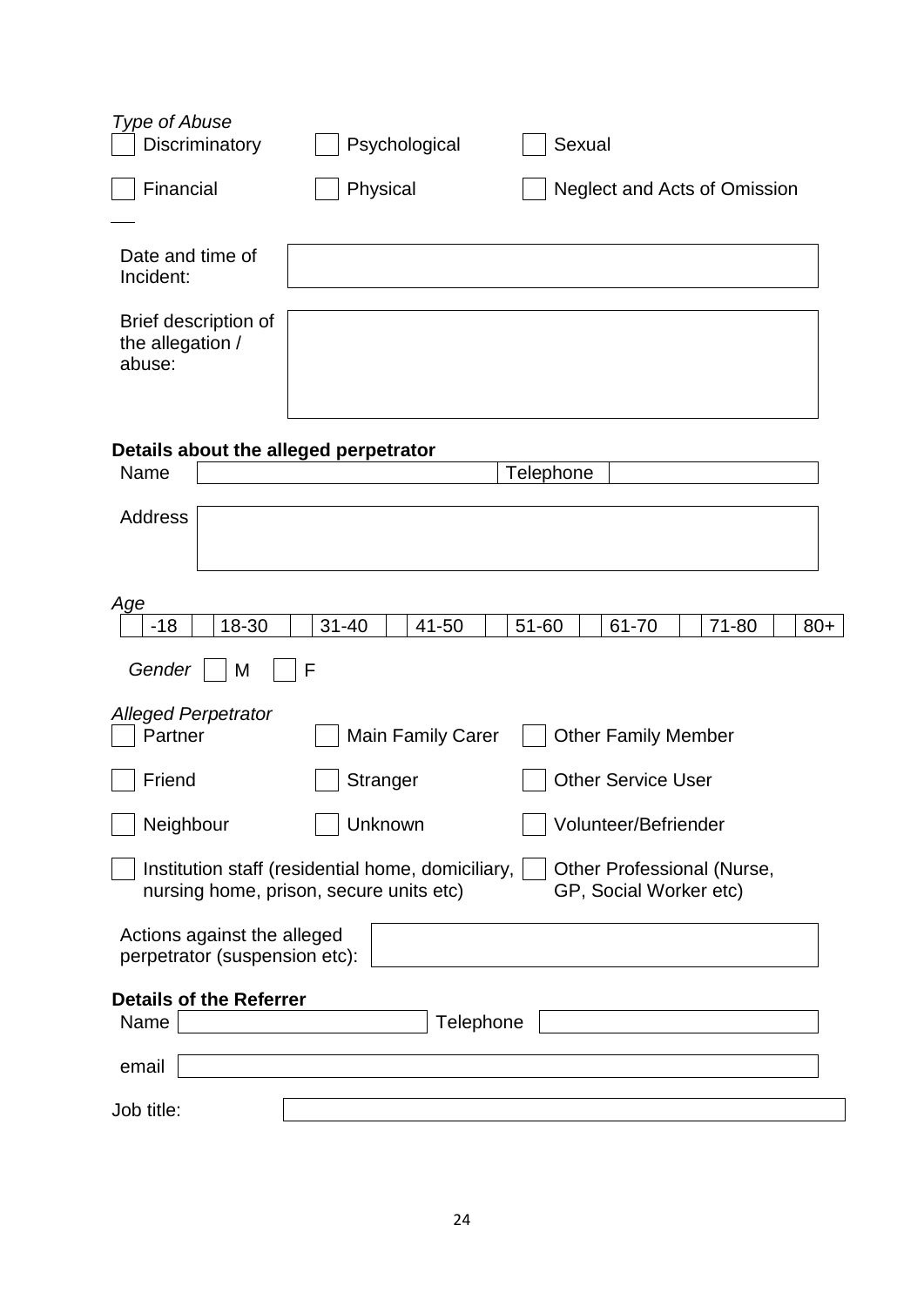*Type of Abuse*

☐ Discriminatory ☐ Psychological ☐ Sexual

☐ Financial ☐ Physical ☐ Neglect and Acts of Omission

| Date and time of Incident: | |
|---|---|
| Brief description of the allegation / abuse: | |

**Details about the alleged perpetrator**

| Name | | Telephone | |
|---|---|---|---|
| Address | | | |

*Age*

| ☐ -18 | ☐ 18-30 | ☐ 31-40 | ☐ 41-50 | ☐ 51-60 | ☐ 61-70 | ☐ 71-80 | ☐ 80+ |
|---|---|---|---|---|---|---|---|

*Gender* ☐ M ☐ F

*Alleged Perpetrator*

☐ Partner ☐ Main Family Carer ☐ Other Family Member

☐ Friend ☐ Stranger ☐ Other Service User

☐ Neighbour ☐ Unknown ☐ Volunteer/Befriender

☐ Institution staff (residential home, domiciliary, nursing home, prison, secure units etc) ☐ Other Professional (Nurse, GP, Social Worker etc)

| Actions against the alleged perpetrator (suspension etc): | |
|---|---|

**Details of the Referrer**

| Name | | Telephone | |
|---|---|---|---|
| email | | | |
| Job title: | | | |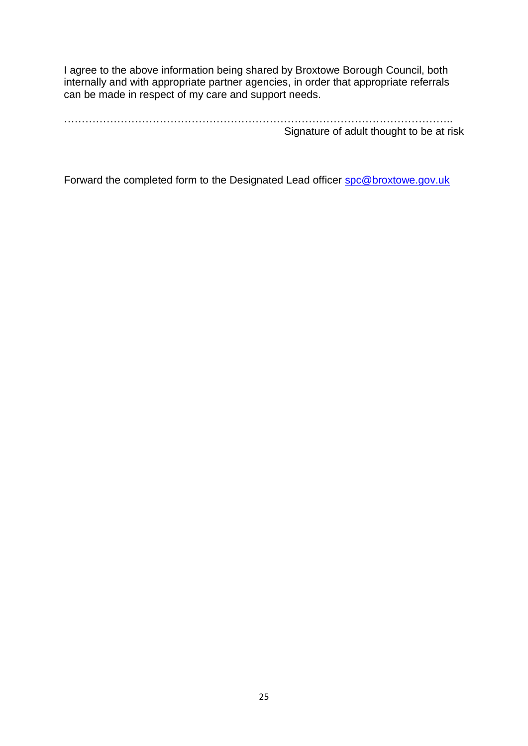I agree to the above information being shared by Broxtowe Borough Council, both internally and with appropriate partner agencies, in order that appropriate referrals can be made in respect of my care and support needs.

………………………………………………………………………………………………..

Signature of adult thought to be at risk

Forward the completed form to the Designated Lead officer spc@broxtowe.gov.uk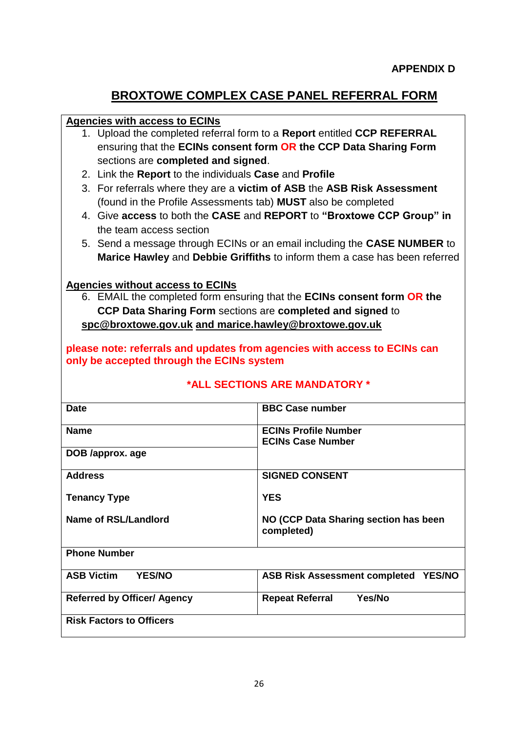**APPENDIX D**

# BROXTOWE COMPLEX CASE PANEL REFERRAL FORM

**Agencies with access to ECINs**

1. Upload the completed referral form to a **Report** entitled **CCP REFERRAL** ensuring that the **ECINs consent form OR the CCP Data Sharing Form** sections are **completed and signed**.
2. Link the **Report** to the individuals **Case** and **Profile**
3. For referrals where they are a **victim of ASB** the **ASB Risk Assessment** (found in the Profile Assessments tab) **MUST** also be completed
4. Give **access** to both the **CASE** and **REPORT** to **"Broxtowe CCP Group" in** the team access section
5. Send a message through ECINs or an email including the **CASE NUMBER** to **Marice Hawley** and **Debbie Griffiths** to inform them a case has been referred

**Agencies without access to ECINs**

6. EMAIL the completed form ensuring that the **ECINs consent form OR the CCP Data Sharing Form** sections are **completed and signed** to **spc@broxtowe.gov.uk and marice.hawley@broxtowe.gov.uk**

**please note: referrals and updates from agencies with access to ECINs can only be accepted through the ECINs system**

**\*ALL SECTIONS ARE MANDATORY \***

| | |
|---|---|
| **Date** | **BBC Case number** |
| **Name** | **ECINs Profile Number**<br>**ECINs Case Number** |
| **DOB /approx. age** | |
| **Address**<br><br>**Tenancy Type**<br><br>**Name of RSL/Landlord** | **SIGNED CONSENT**<br><br>**YES**<br><br>**NO (CCP Data Sharing section has been completed)** |
| **Phone Number** | |
| **ASB Victim YES/NO** | **ASB Risk Assessment completed YES/NO** |
| **Referred by Officer/ Agency** | **Repeat Referral Yes/No** |
| **Risk Factors to Officers** | |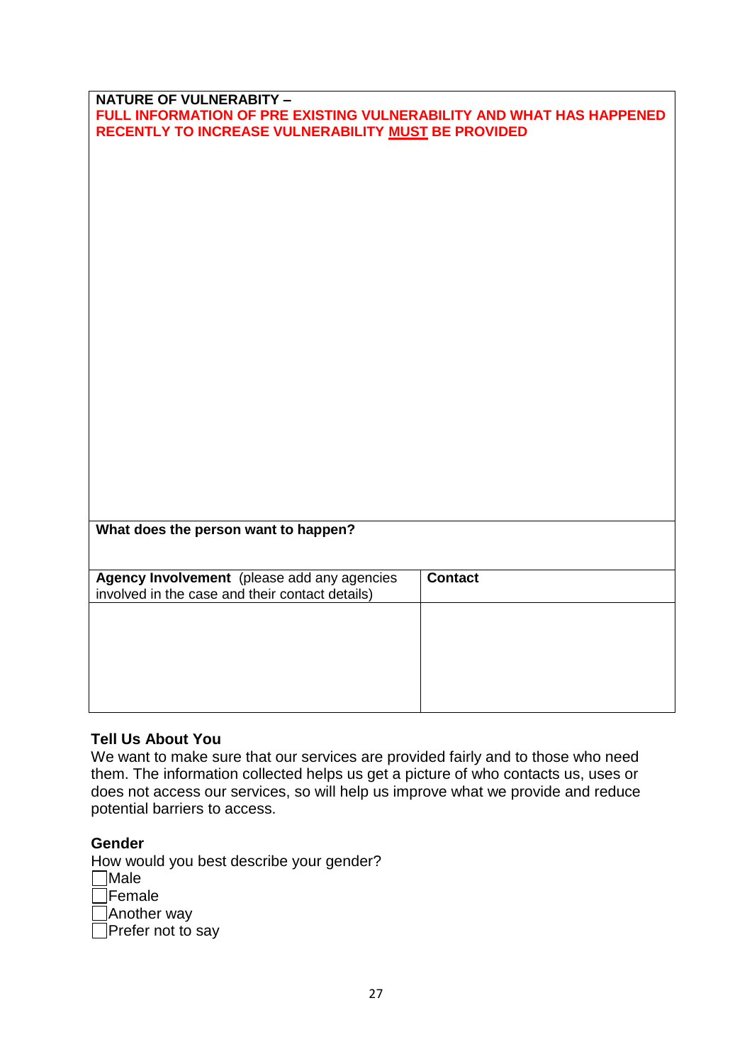| **NATURE OF VULNERABITY –**<br>**FULL INFORMATION OF PRE EXISTING VULNERABILITY AND WHAT HAS HAPPENED RECENTLY TO INCREASE VULNERABILITY MUST BE PROVIDED** | |
|---|---|
| | |
| **What does the person want to happen?** | |
| **Agency Involvement** (please add any agencies involved in the case and their contact details) | **Contact** |
| | |

### Tell Us About You

We want to make sure that our services are provided fairly and to those who need them. The information collected helps us get a picture of who contacts us, uses or does not access our services, so will help us improve what we provide and reduce potential barriers to access.

### Gender

How would you best describe your gender?

- ☐ Male
- ☐ Female
- ☐ Another way
- ☐ Prefer not to say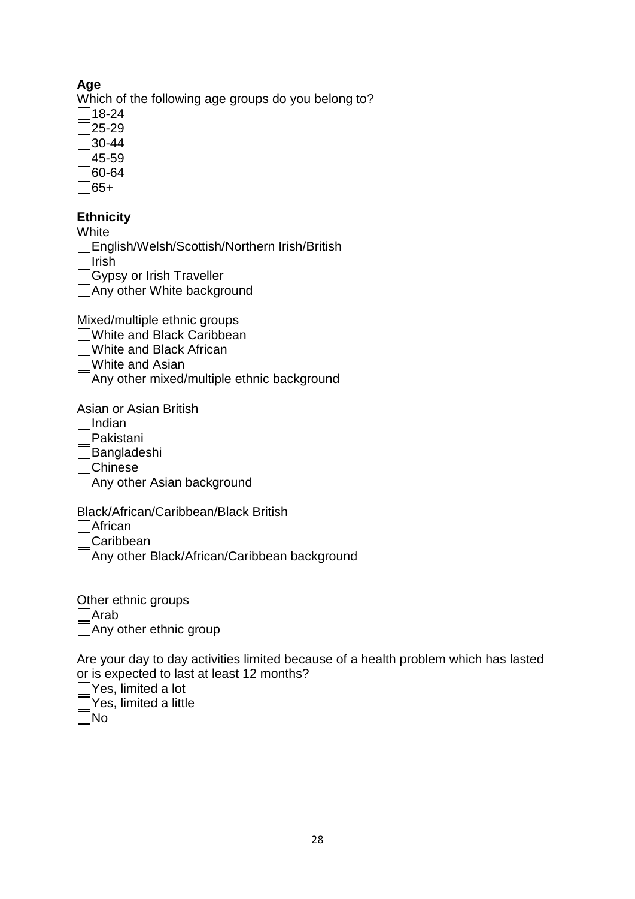**Age**

Which of the following age groups do you belong to?

- [ ] 18-24
- [ ] 25-29
- [ ] 30-44
- [ ] 45-59
- [ ] 60-64
- [ ] 65+

**Ethnicity**

White

- [ ] English/Welsh/Scottish/Northern Irish/British
- [ ] Irish
- [ ] Gypsy or Irish Traveller
- [ ] Any other White background

Mixed/multiple ethnic groups

- [ ] White and Black Caribbean
- [ ] White and Black African
- [ ] White and Asian
- [ ] Any other mixed/multiple ethnic background

Asian or Asian British

- [ ] Indian
- [ ] Pakistani
- [ ] Bangladeshi
- [ ] Chinese
- [ ] Any other Asian background

Black/African/Caribbean/Black British

- [ ] African
- [ ] Caribbean
- [ ] Any other Black/African/Caribbean background

Other ethnic groups

- [ ] Arab
- [ ] Any other ethnic group

Are your day to day activities limited because of a health problem which has lasted or is expected to last at least 12 months?

- [ ] Yes, limited a lot
- [ ] Yes, limited a little
- [ ] No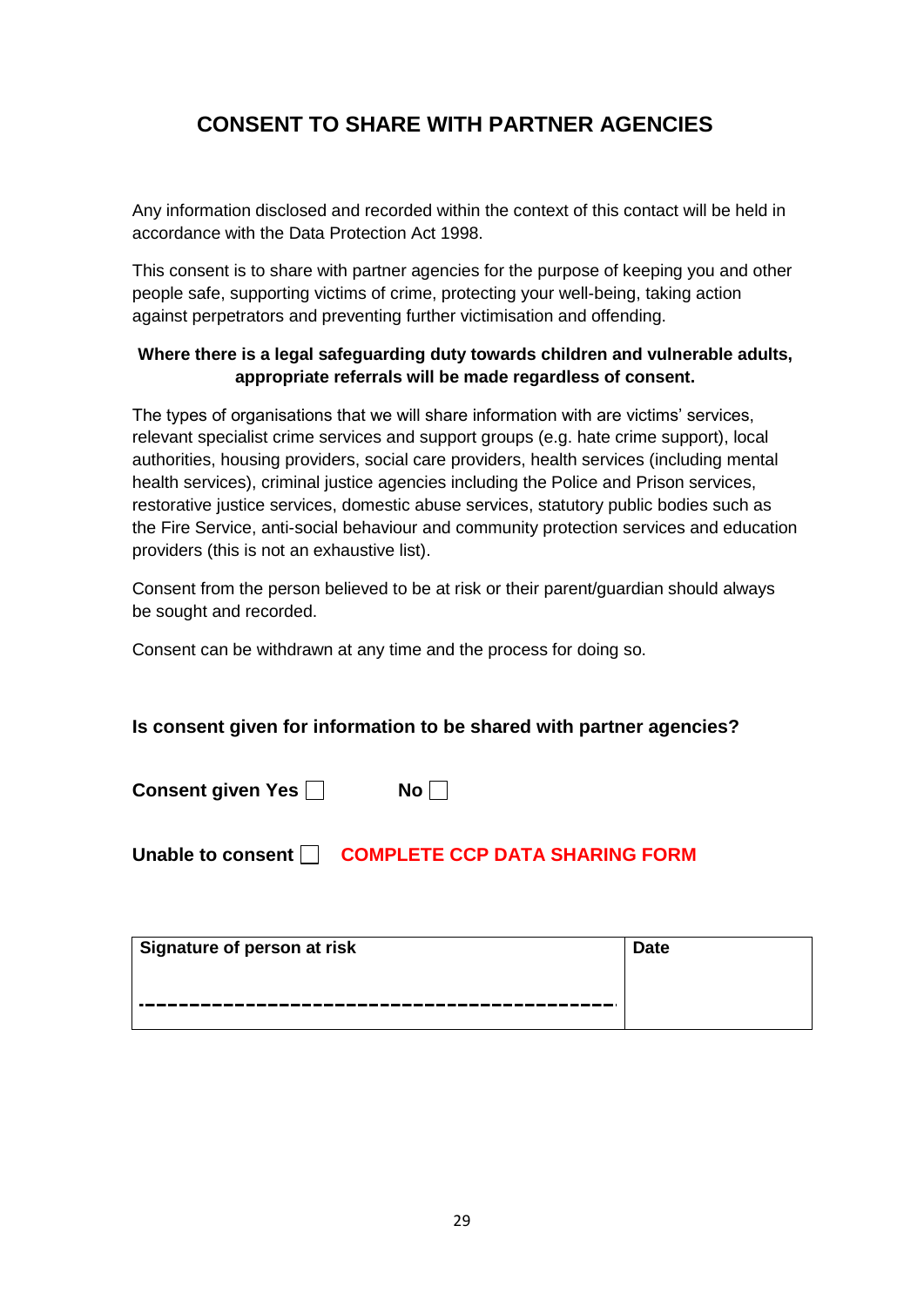# CONSENT TO SHARE WITH PARTNER AGENCIES

Any information disclosed and recorded within the context of this contact will be held in accordance with the Data Protection Act 1998.

This consent is to share with partner agencies for the purpose of keeping you and other people safe, supporting victims of crime, protecting your well-being, taking action against perpetrators and preventing further victimisation and offending.

**Where there is a legal safeguarding duty towards children and vulnerable adults, appropriate referrals will be made regardless of consent.**

The types of organisations that we will share information with are victims' services, relevant specialist crime services and support groups (e.g. hate crime support), local authorities, housing providers, social care providers, health services (including mental health services), criminal justice agencies including the Police and Prison services, restorative justice services, domestic abuse services, statutory public bodies such as the Fire Service, anti-social behaviour and community protection services and education providers (this is not an exhaustive list).

Consent from the person believed to be at risk or their parent/guardian should always be sought and recorded.

Consent can be withdrawn at any time and the process for doing so.

**Is consent given for information to be shared with partner agencies?**

**Consent given Yes** ☐ **No** ☐

**Unable to consent** ☐ **COMPLETE CCP DATA SHARING FORM**

| Signature of person at risk | Date |
| --- | --- |
| ------------------------------------------ | |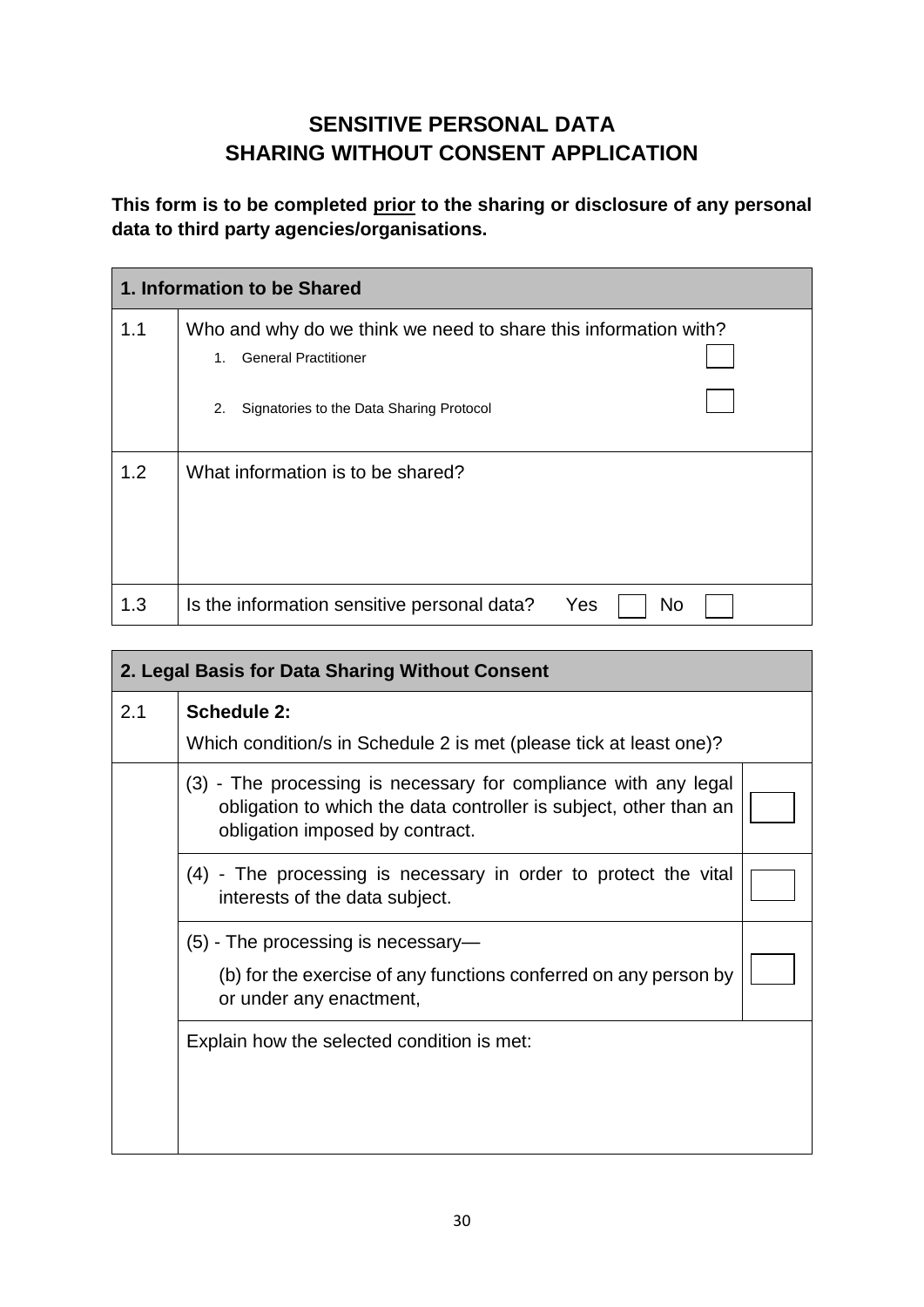# SENSITIVE PERSONAL DATA
# SHARING WITHOUT CONSENT APPLICATION

**This form is to be completed <u>prior</u> to the sharing or disclosure of any personal data to third party agencies/organisations.**

| **1. Information to be Shared** | |
|---|---|
| 1.1 | Who and why do we think we need to share this information with?<br>1. General Practitioner ☐<br>2. Signatories to the Data Sharing Protocol ☐ |
| 1.2 | What information is to be shared? |
| 1.3 | Is the information sensitive personal data? Yes ☐ No ☐ |

| **2. Legal Basis for Data Sharing Without Consent** | | |
|---|---|---|
| 2.1 | **Schedule 2:**<br>Which condition/s in Schedule 2 is met (please tick at least one)? | |
| | (3) - The processing is necessary for compliance with any legal obligation to which the data controller is subject, other than an obligation imposed by contract. | ☐ |
| | (4) - The processing is necessary in order to protect the vital interests of the data subject. | ☐ |
| | (5) - The processing is necessary—<br>(b) for the exercise of any functions conferred on any person by or under any enactment, | ☐ |
| | Explain how the selected condition is met: | |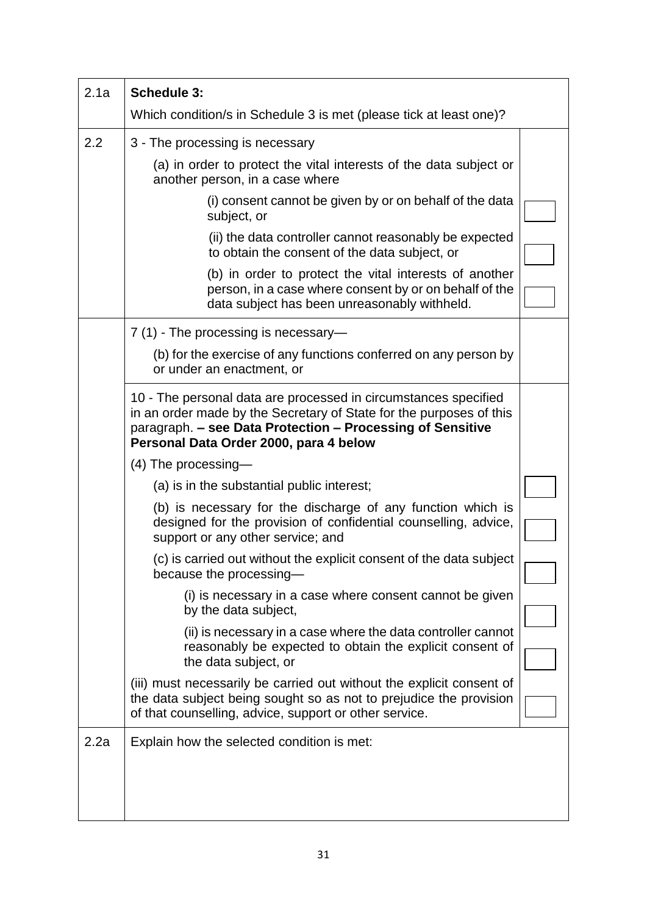| | | |
|---|---|---|
| 2.1a | **Schedule 3:**<br>Which condition/s in Schedule 3 is met (please tick at least one)? | |
| 2.2 | 3 - The processing is necessary | |
| | (a) in order to protect the vital interests of the data subject or another person, in a case where | |
| | (i) consent cannot be given by or on behalf of the data subject, or | ☐ |
| | (ii) the data controller cannot reasonably be expected to obtain the consent of the data subject, or | ☐ |
| | (b) in order to protect the vital interests of another person, in a case where consent by or on behalf of the data subject has been unreasonably withheld. | ☐ |
| | 7 (1) - The processing is necessary—<br>(b) for the exercise of any functions conferred on any person by or under an enactment, or | |
| | 10 - The personal data are processed in circumstances specified in an order made by the Secretary of State for the purposes of this paragraph. **– see Data Protection – Processing of Sensitive Personal Data Order 2000, para 4 below** | |
| | (4) The processing— | |
| | (a) is in the substantial public interest; | ☐ |
| | (b) is necessary for the discharge of any function which is designed for the provision of confidential counselling, advice, support or any other service; and | ☐ |
| | (c) is carried out without the explicit consent of the data subject because the processing— | ☐ |
| | (i) is necessary in a case where consent cannot be given by the data subject, | ☐ |
| | (ii) is necessary in a case where the data controller cannot reasonably be expected to obtain the explicit consent of the data subject, or | ☐ |
| | (iii) must necessarily be carried out without the explicit consent of the data subject being sought so as not to prejudice the provision of that counselling, advice, support or other service. | ☐ |
| 2.2a | Explain how the selected condition is met: | |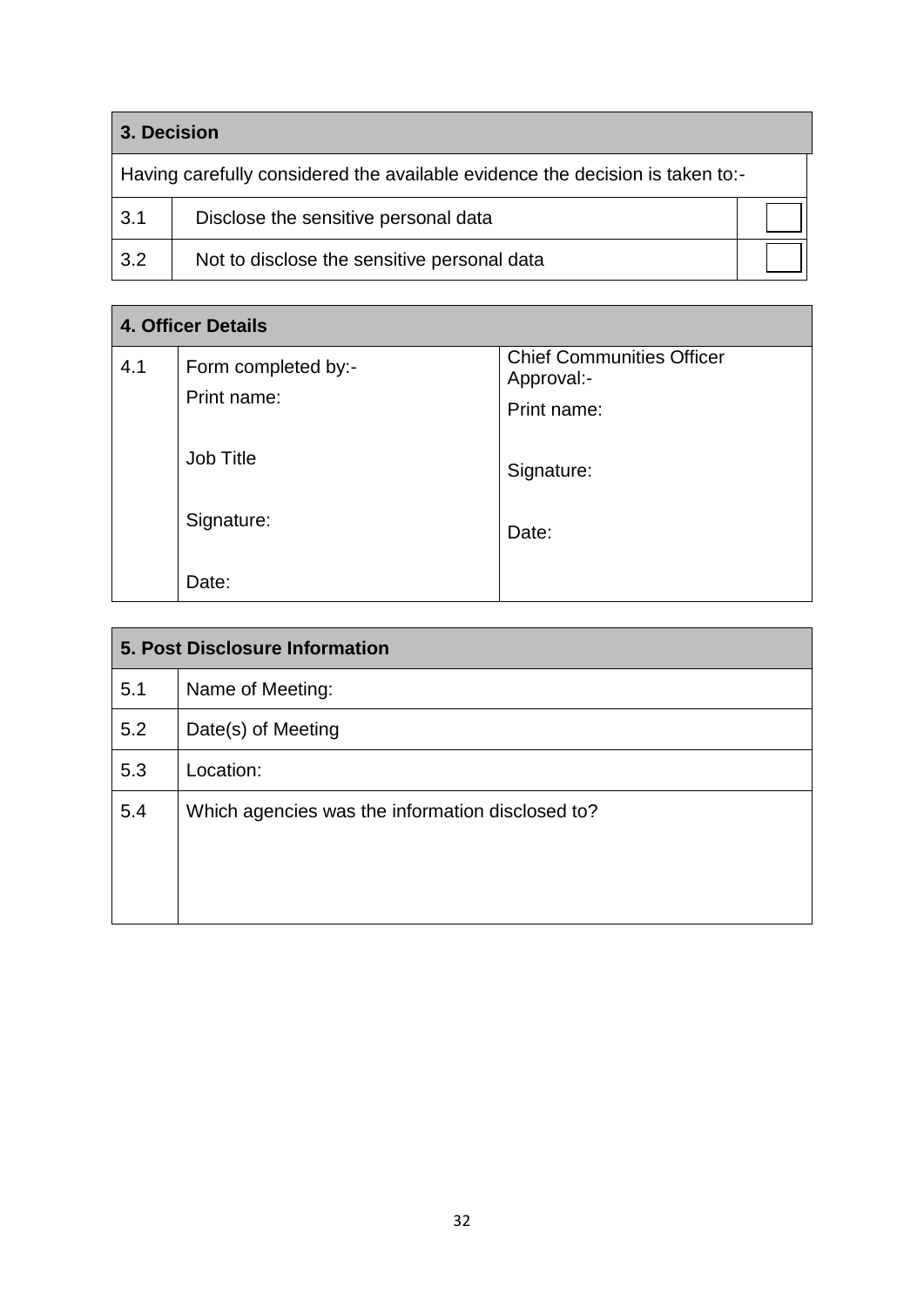| 3. Decision | | |
|---|---|---|
| Having carefully considered the available evidence the decision is taken to:- | | |
| 3.1 | Disclose the sensitive personal data | ☐ |
| 3.2 | Not to disclose the sensitive personal data | ☐ |

| 4. Officer Details | | |
|---|---|---|
| 4.1 | Form completed by:-<br>Print name:<br><br>Job Title<br><br>Signature:<br><br>Date: | Chief Communities Officer Approval:-<br>Print name:<br><br>Signature:<br><br>Date: |

| 5. Post Disclosure Information | |
|---|---|
| 5.1 | Name of Meeting: |
| 5.2 | Date(s) of Meeting |
| 5.3 | Location: |
| 5.4 | Which agencies was the information disclosed to? |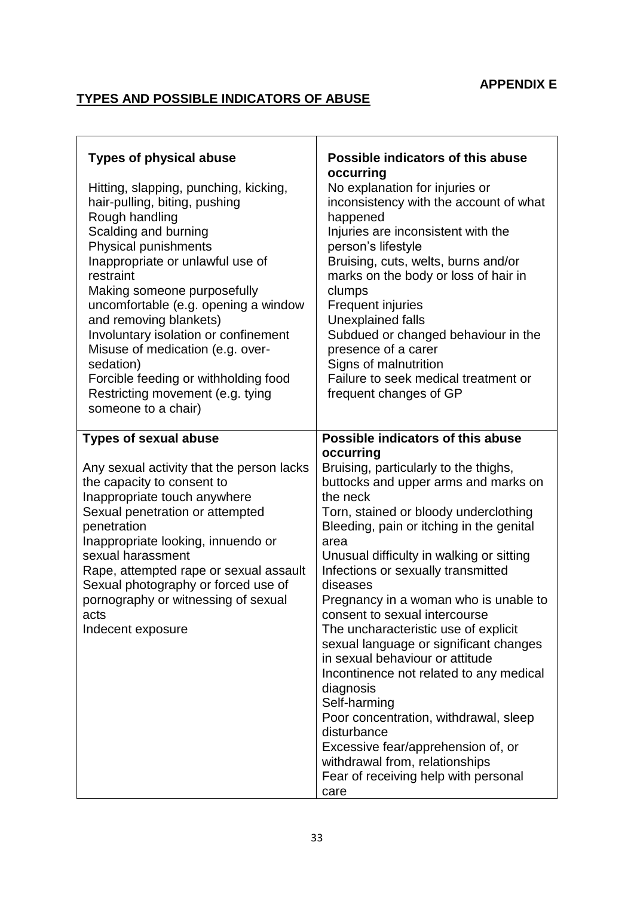**APPENDIX E**

## TYPES AND POSSIBLE INDICATORS OF ABUSE

| Types of physical abuse | Possible indicators of this abuse occurring |
|---|---|
| Hitting, slapping, punching, kicking, hair-pulling, biting, pushing<br>Rough handling<br>Scalding and burning<br>Physical punishments<br>Inappropriate or unlawful use of restraint<br>Making someone purposefully uncomfortable (e.g. opening a window and removing blankets)<br>Involuntary isolation or confinement<br>Misuse of medication (e.g. over-sedation)<br>Forcible feeding or withholding food<br>Restricting movement (e.g. tying someone to a chair) | No explanation for injuries or inconsistency with the account of what happened<br>Injuries are inconsistent with the person's lifestyle<br>Bruising, cuts, welts, burns and/or marks on the body or loss of hair in clumps<br>Frequent injuries<br>Unexplained falls<br>Subdued or changed behaviour in the presence of a carer<br>Signs of malnutrition<br>Failure to seek medical treatment or frequent changes of GP |
| **Types of sexual abuse** | **Possible indicators of this abuse occurring** |
| Any sexual activity that the person lacks the capacity to consent to<br>Inappropriate touch anywhere<br>Sexual penetration or attempted penetration<br>Inappropriate looking, innuendo or sexual harassment<br>Rape, attempted rape or sexual assault<br>Sexual photography or forced use of pornography or witnessing of sexual acts<br>Indecent exposure | Bruising, particularly to the thighs, buttocks and upper arms and marks on the neck<br>Torn, stained or bloody underclothing<br>Bleeding, pain or itching in the genital area<br>Unusual difficulty in walking or sitting<br>Infections or sexually transmitted diseases<br>Pregnancy in a woman who is unable to consent to sexual intercourse<br>The uncharacteristic use of explicit sexual language or significant changes in sexual behaviour or attitude<br>Incontinence not related to any medical diagnosis<br>Self-harming<br>Poor concentration, withdrawal, sleep disturbance<br>Excessive fear/apprehension of, or withdrawal from, relationships<br>Fear of receiving help with personal care |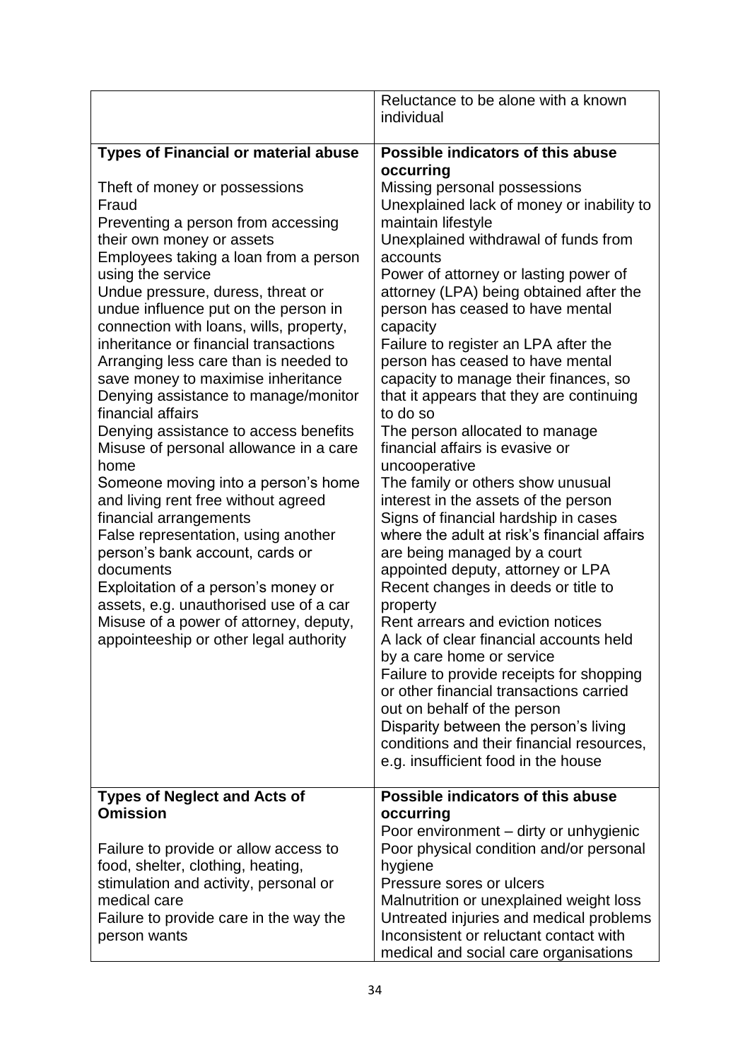| | |
|---|---|
| | Reluctance to be alone with a known individual |
| **Types of Financial or material abuse**<br><br>Theft of money or possessions<br>Fraud<br>Preventing a person from accessing their own money or assets<br>Employees taking a loan from a person using the service<br>Undue pressure, duress, threat or undue influence put on the person in connection with loans, wills, property, inheritance or financial transactions<br>Arranging less care than is needed to save money to maximise inheritance<br>Denying assistance to manage/monitor financial affairs<br>Denying assistance to access benefits<br>Misuse of personal allowance in a care home<br>Someone moving into a person's home and living rent free without agreed financial arrangements<br>False representation, using another person's bank account, cards or documents<br>Exploitation of a person's money or assets, e.g. unauthorised use of a car<br>Misuse of a power of attorney, deputy, appointeeship or other legal authority | **Possible indicators of this abuse occurring**<br>Missing personal possessions<br>Unexplained lack of money or inability to maintain lifestyle<br>Unexplained withdrawal of funds from accounts<br>Power of attorney or lasting power of attorney (LPA) being obtained after the person has ceased to have mental capacity<br>Failure to register an LPA after the person has ceased to have mental capacity to manage their finances, so that it appears that they are continuing to do so<br>The person allocated to manage financial affairs is evasive or uncooperative<br>The family or others show unusual interest in the assets of the person<br>Signs of financial hardship in cases where the adult at risk's financial affairs are being managed by a court appointed deputy, attorney or LPA<br>Recent changes in deeds or title to property<br>Rent arrears and eviction notices<br>A lack of clear financial accounts held by a care home or service<br>Failure to provide receipts for shopping or other financial transactions carried out on behalf of the person<br>Disparity between the person's living conditions and their financial resources, e.g. insufficient food in the house |
| **Types of Neglect and Acts of Omission**<br><br>Failure to provide or allow access to food, shelter, clothing, heating, stimulation and activity, personal or medical care<br>Failure to provide care in the way the person wants | **Possible indicators of this abuse occurring**<br>Poor environment – dirty or unhygienic<br>Poor physical condition and/or personal hygiene<br>Pressure sores or ulcers<br>Malnutrition or unexplained weight loss<br>Untreated injuries and medical problems<br>Inconsistent or reluctant contact with medical and social care organisations |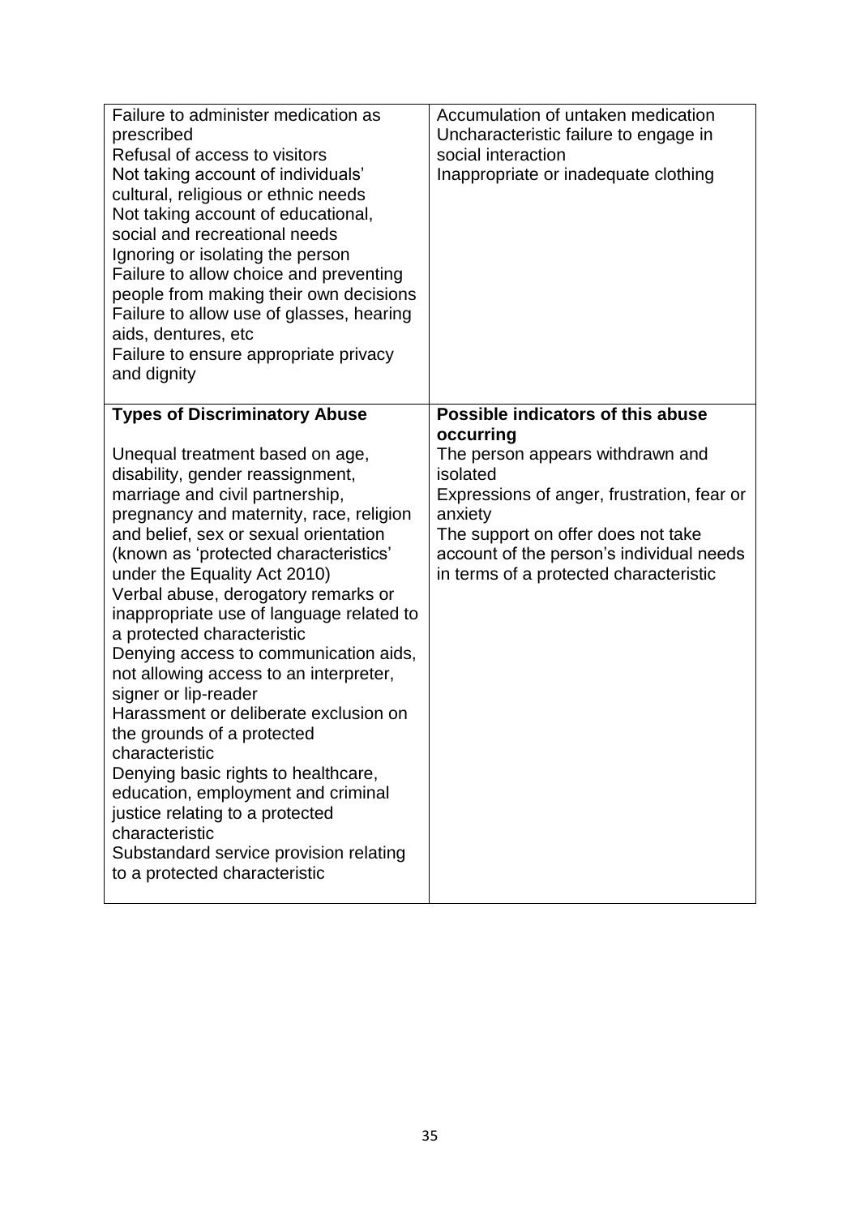| | |
|---|---|
| Failure to administer medication as prescribed<br>Refusal of access to visitors<br>Not taking account of individuals' cultural, religious or ethnic needs<br>Not taking account of educational, social and recreational needs<br>Ignoring or isolating the person<br>Failure to allow choice and preventing people from making their own decisions<br>Failure to allow use of glasses, hearing aids, dentures, etc<br>Failure to ensure appropriate privacy and dignity | Accumulation of untaken medication<br>Uncharacteristic failure to engage in social interaction<br>Inappropriate or inadequate clothing |
| **Types of Discriminatory Abuse**<br><br>Unequal treatment based on age, disability, gender reassignment, marriage and civil partnership, pregnancy and maternity, race, religion and belief, sex or sexual orientation (known as 'protected characteristics' under the Equality Act 2010)<br>Verbal abuse, derogatory remarks or inappropriate use of language related to a protected characteristic<br>Denying access to communication aids, not allowing access to an interpreter, signer or lip-reader<br>Harassment or deliberate exclusion on the grounds of a protected characteristic<br>Denying basic rights to healthcare, education, employment and criminal justice relating to a protected characteristic<br>Substandard service provision relating to a protected characteristic | **Possible indicators of this abuse occurring**<br>The person appears withdrawn and isolated<br>Expressions of anger, frustration, fear or anxiety<br>The support on offer does not take account of the person's individual needs in terms of a protected characteristic |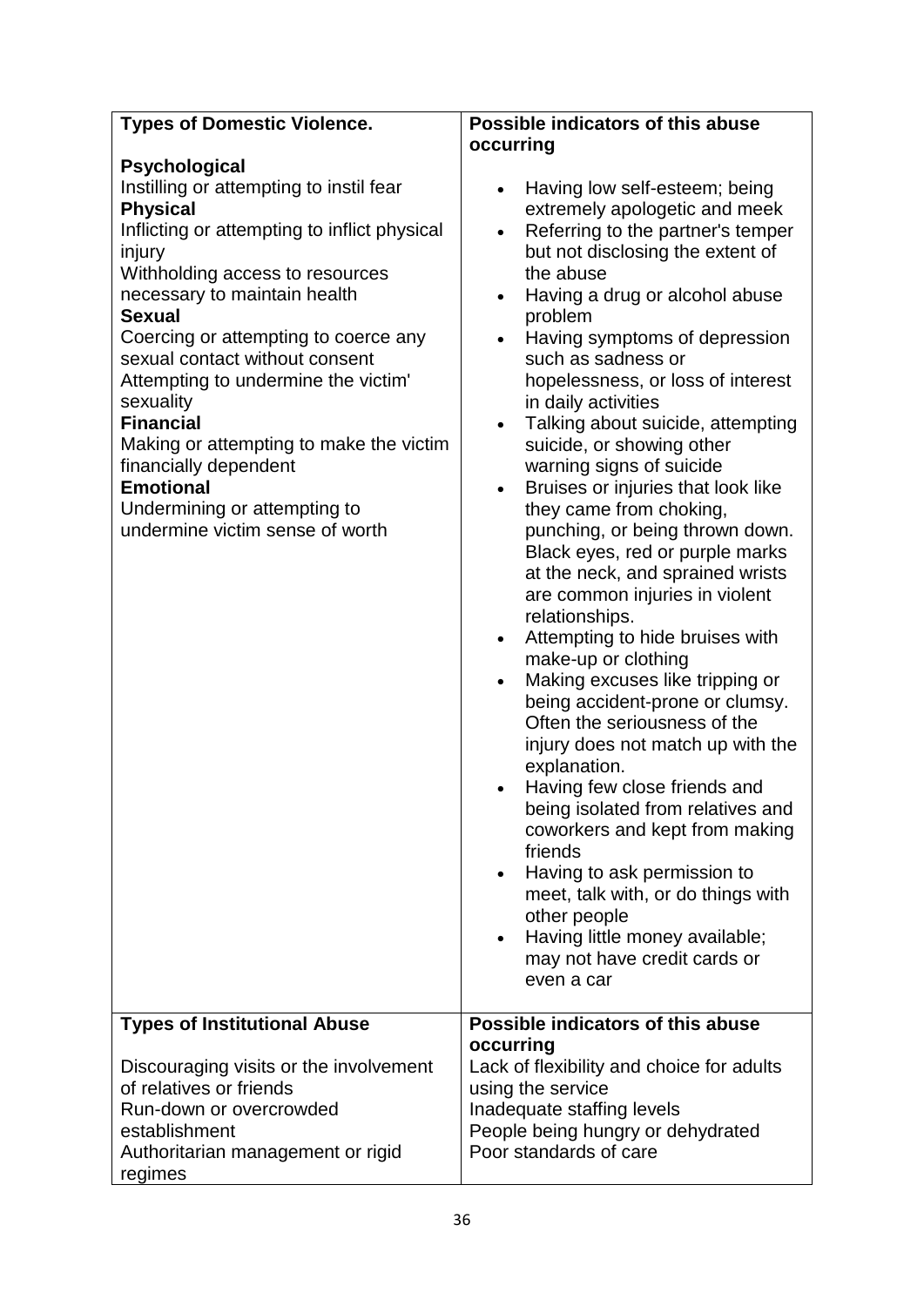| Types of Domestic Violence. | Possible indicators of this abuse occurring |
|---|---|
| **Psychological**<br>Instilling or attempting to instil fear<br>**Physical**<br>Inflicting or attempting to inflict physical injury<br>Withholding access to resources necessary to maintain health<br>**Sexual**<br>Coercing or attempting to coerce any sexual contact without consent<br>Attempting to undermine the victim' sexuality<br>**Financial**<br>Making or attempting to make the victim financially dependent<br>**Emotional**<br>Undermining or attempting to undermine victim sense of worth | • Having low self-esteem; being extremely apologetic and meek<br>• Referring to the partner's temper but not disclosing the extent of the abuse<br>• Having a drug or alcohol abuse problem<br>• Having symptoms of depression such as sadness or hopelessness, or loss of interest in daily activities<br>• Talking about suicide, attempting suicide, or showing other warning signs of suicide<br>• Bruises or injuries that look like they came from choking, punching, or being thrown down. Black eyes, red or purple marks at the neck, and sprained wrists are common injuries in violent relationships.<br>• Attempting to hide bruises with make-up or clothing<br>• Making excuses like tripping or being accident-prone or clumsy. Often the seriousness of the injury does not match up with the explanation.<br>• Having few close friends and being isolated from relatives and coworkers and kept from making friends<br>• Having to ask permission to meet, talk with, or do things with other people<br>• Having little money available; may not have credit cards or even a car |
| **Types of Institutional Abuse**<br><br>Discouraging visits or the involvement of relatives or friends<br>Run-down or overcrowded establishment<br>Authoritarian management or rigid regimes | **Possible indicators of this abuse occurring**<br>Lack of flexibility and choice for adults using the service<br>Inadequate staffing levels<br>People being hungry or dehydrated<br>Poor standards of care |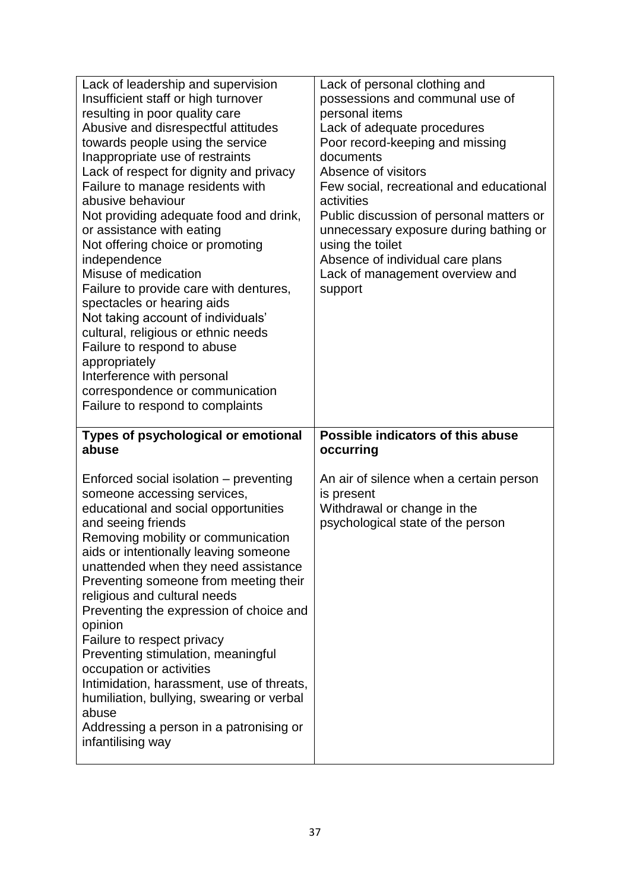| | |
|---|---|
| Lack of leadership and supervision<br>Insufficient staff or high turnover resulting in poor quality care<br>Abusive and disrespectful attitudes towards people using the service<br>Inappropriate use of restraints<br>Lack of respect for dignity and privacy<br>Failure to manage residents with abusive behaviour<br>Not providing adequate food and drink, or assistance with eating<br>Not offering choice or promoting independence<br>Misuse of medication<br>Failure to provide care with dentures, spectacles or hearing aids<br>Not taking account of individuals' cultural, religious or ethnic needs<br>Failure to respond to abuse appropriately<br>Interference with personal correspondence or communication<br>Failure to respond to complaints | Lack of personal clothing and possessions and communal use of personal items<br>Lack of adequate procedures<br>Poor record-keeping and missing documents<br>Absence of visitors<br>Few social, recreational and educational activities<br>Public discussion of personal matters or unnecessary exposure during bathing or using the toilet<br>Absence of individual care plans<br>Lack of management overview and support |
| **Types of psychological or emotional abuse** | **Possible indicators of this abuse occurring** |
| Enforced social isolation – preventing someone accessing services, educational and social opportunities and seeing friends<br>Removing mobility or communication aids or intentionally leaving someone unattended when they need assistance<br>Preventing someone from meeting their religious and cultural needs<br>Preventing the expression of choice and opinion<br>Failure to respect privacy<br>Preventing stimulation, meaningful occupation or activities<br>Intimidation, harassment, use of threats, humiliation, bullying, swearing or verbal abuse<br>Addressing a person in a patronising or infantilising way | An air of silence when a certain person is present<br>Withdrawal or change in the psychological state of the person |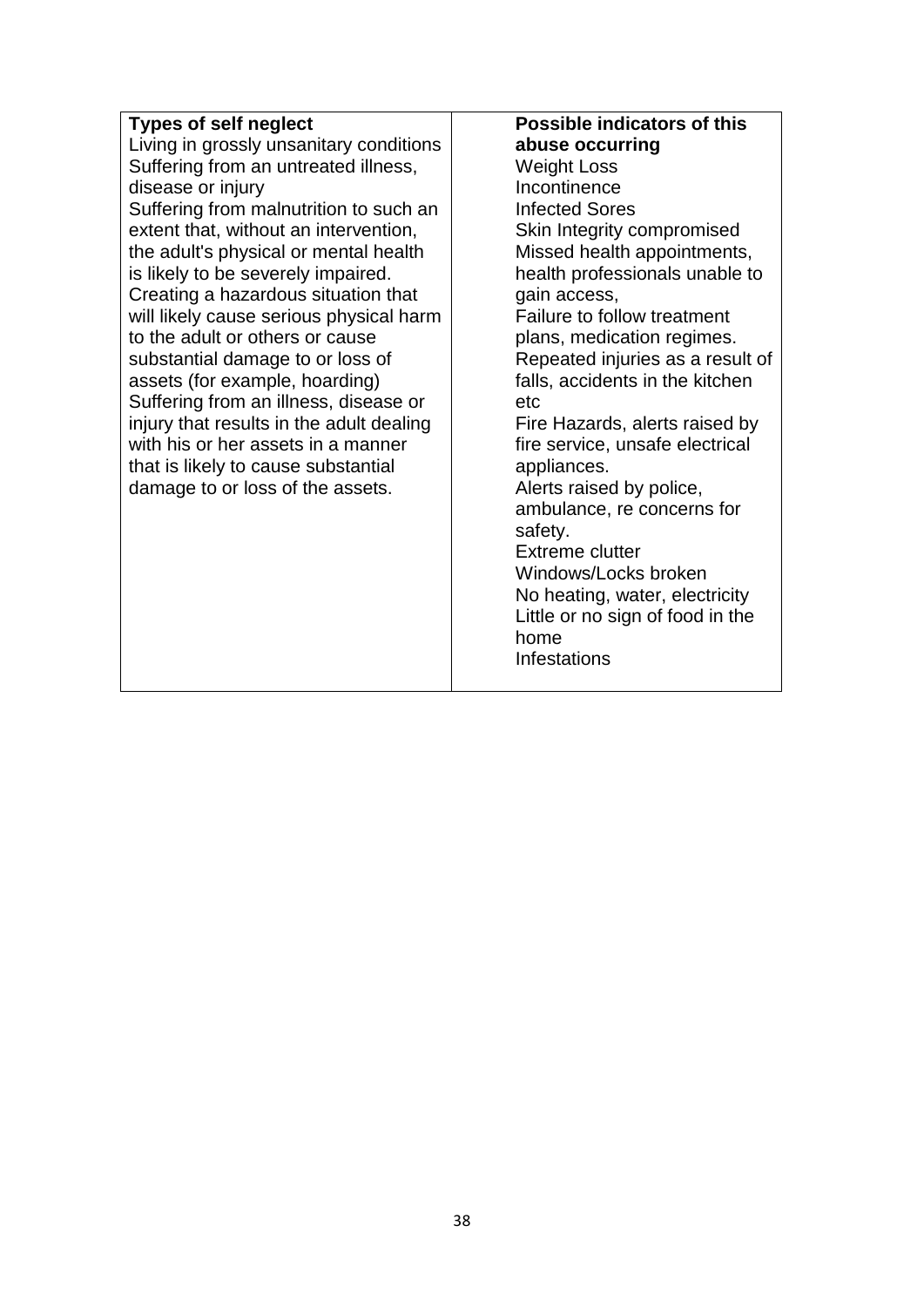| Types of self neglect | Possible indicators of this abuse occurring |
| --- | --- |
| Living in grossly unsanitary conditions<br>Suffering from an untreated illness, disease or injury<br>Suffering from malnutrition to such an extent that, without an intervention, the adult's physical or mental health is likely to be severely impaired.<br>Creating a hazardous situation that will likely cause serious physical harm to the adult or others or cause substantial damage to or loss of assets (for example, hoarding)<br>Suffering from an illness, disease or injury that results in the adult dealing with his or her assets in a manner that is likely to cause substantial damage to or loss of the assets. | Weight Loss<br>Incontinence<br>Infected Sores<br>Skin Integrity compromised<br>Missed health appointments, health professionals unable to gain access,<br>Failure to follow treatment plans, medication regimes.<br>Repeated injuries as a result of falls, accidents in the kitchen etc<br>Fire Hazards, alerts raised by fire service, unsafe electrical appliances.<br>Alerts raised by police, ambulance, re concerns for safety.<br>Extreme clutter<br>Windows/Locks broken<br>No heating, water, electricity<br>Little or no sign of food in the home<br>Infestations |